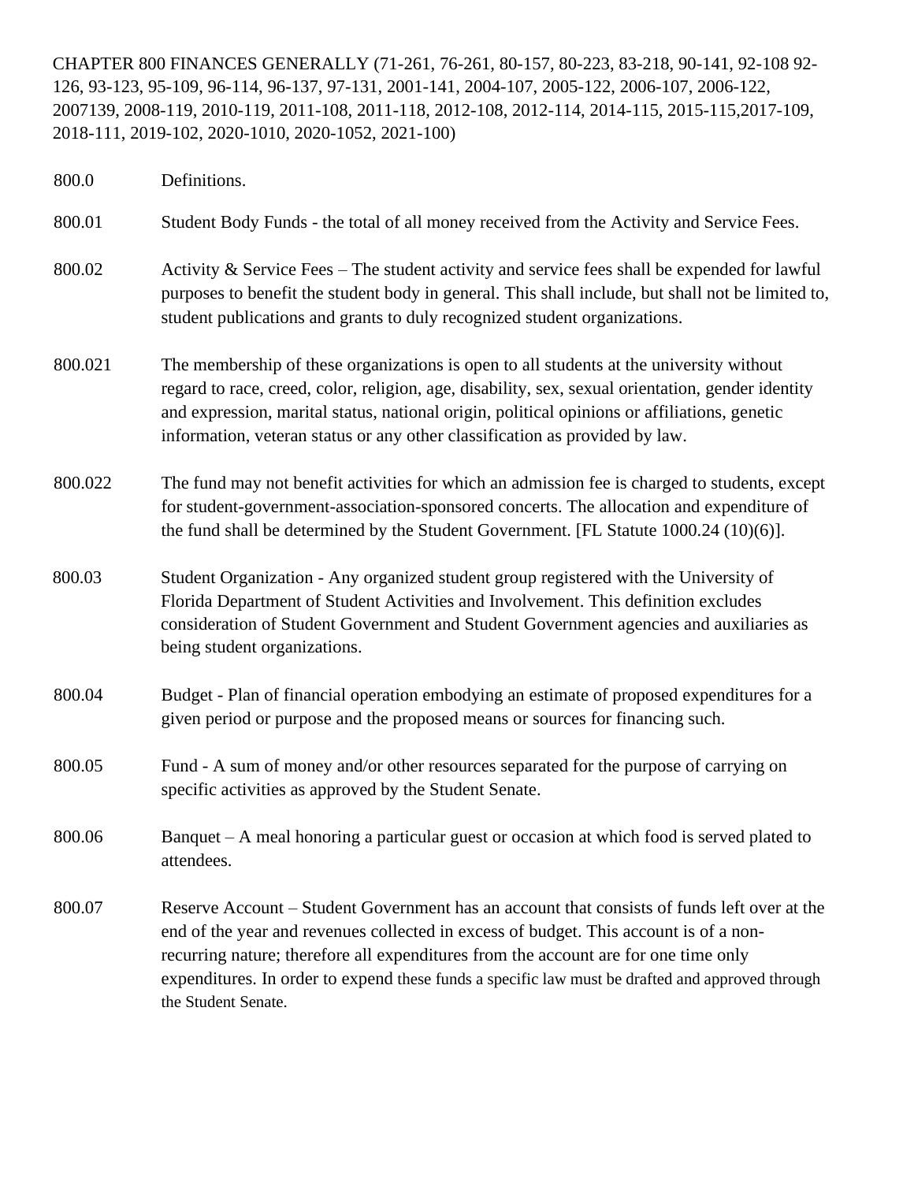CHAPTER 800 FINANCES GENERALLY (71-261, 76-261, 80-157, 80-223, 83-218, 90-141, 92-108 92-126, 93-123, 95-109, 96-114, 96-137, 97-131, 2001-141, 2004-107, 2005-122, 2006-107, 2006-122, 2007139, 2008-119, 2010-119, 2011-108, 2011-118, 2012-108, 2012-114, 2014-115, 2015-115,2017-109, 2018-111, 2019-102, 2020-1010, 2020-1052, 2021-100)

800.0 Definitions.

800.01 Student Body Funds - the total of all money received from the Activity and Service Fees.

800.02 Activity & Service Fees – The student activity and service fees shall be expended for lawful purposes to benefit the student body in general. This shall include, but shall not be limited to, student publications and grants to duly recognized student organizations.

800.021 The membership of these organizations is open to all students at the university without regard to race, creed, color, religion, age, disability, sex, sexual orientation, gender identity and expression, marital status, national origin, political opinions or affiliations, genetic information, veteran status or any other classification as provided by law.

800.022 The fund may not benefit activities for which an admission fee is charged to students, except for student-government-association-sponsored concerts. The allocation and expenditure of the fund shall be determined by the Student Government. [FL Statute 1000.24 (10)(6)].

800.03 Student Organization - Any organized student group registered with the University of Florida Department of Student Activities and Involvement. This definition excludes consideration of Student Government and Student Government agencies and auxiliaries as being student organizations.

800.04 Budget - Plan of financial operation embodying an estimate of proposed expenditures for a given period or purpose and the proposed means or sources for financing such.

800.05 Fund - A sum of money and/or other resources separated for the purpose of carrying on specific activities as approved by the Student Senate.

800.06 Banquet – A meal honoring a particular guest or occasion at which food is served plated to attendees.

800.07 Reserve Account – Student Government has an account that consists of funds left over at the end of the year and revenues collected in excess of budget. This account is of a non-recurring nature; therefore all expenditures from the account are for one time only expenditures. In order to expend these funds a specific law must be drafted and approved through the Student Senate.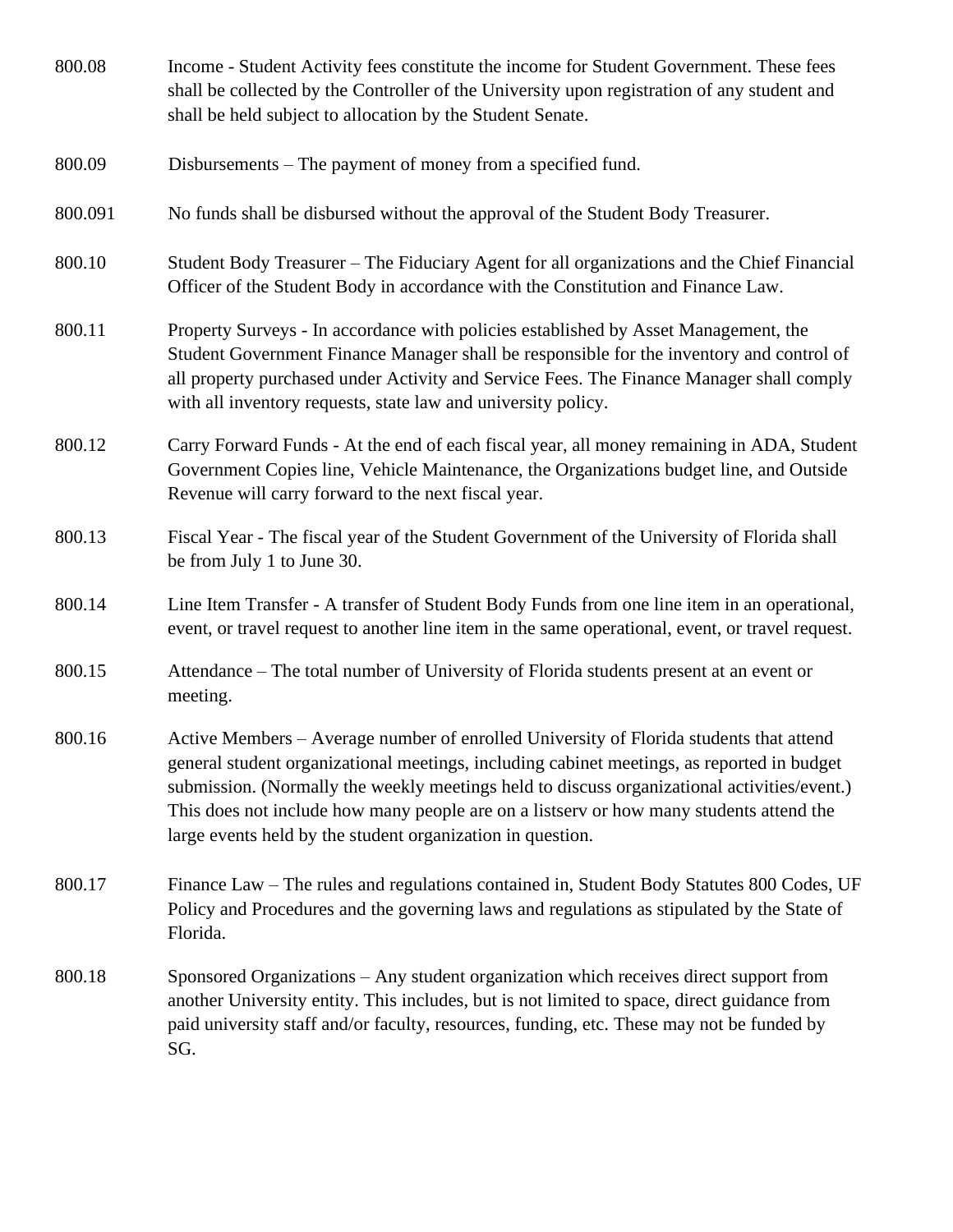800.08 Income - Student Activity fees constitute the income for Student Government. These fees shall be collected by the Controller of the University upon registration of any student and shall be held subject to allocation by the Student Senate.

800.09 Disbursements – The payment of money from a specified fund.

800.091 No funds shall be disbursed without the approval of the Student Body Treasurer.

800.10 Student Body Treasurer – The Fiduciary Agent for all organizations and the Chief Financial Officer of the Student Body in accordance with the Constitution and Finance Law.

800.11 Property Surveys - In accordance with policies established by Asset Management, the Student Government Finance Manager shall be responsible for the inventory and control of all property purchased under Activity and Service Fees. The Finance Manager shall comply with all inventory requests, state law and university policy.

800.12 Carry Forward Funds - At the end of each fiscal year, all money remaining in ADA, Student Government Copies line, Vehicle Maintenance, the Organizations budget line, and Outside Revenue will carry forward to the next fiscal year.

800.13 Fiscal Year - The fiscal year of the Student Government of the University of Florida shall be from July 1 to June 30.

800.14 Line Item Transfer - A transfer of Student Body Funds from one line item in an operational, event, or travel request to another line item in the same operational, event, or travel request.

800.15 Attendance – The total number of University of Florida students present at an event or meeting.

800.16 Active Members – Average number of enrolled University of Florida students that attend general student organizational meetings, including cabinet meetings, as reported in budget submission. (Normally the weekly meetings held to discuss organizational activities/event.) This does not include how many people are on a listserv or how many students attend the large events held by the student organization in question.

800.17 Finance Law – The rules and regulations contained in, Student Body Statutes 800 Codes, UF Policy and Procedures and the governing laws and regulations as stipulated by the State of Florida.

800.18 Sponsored Organizations – Any student organization which receives direct support from another University entity. This includes, but is not limited to space, direct guidance from paid university staff and/or faculty, resources, funding, etc. These may not be funded by SG.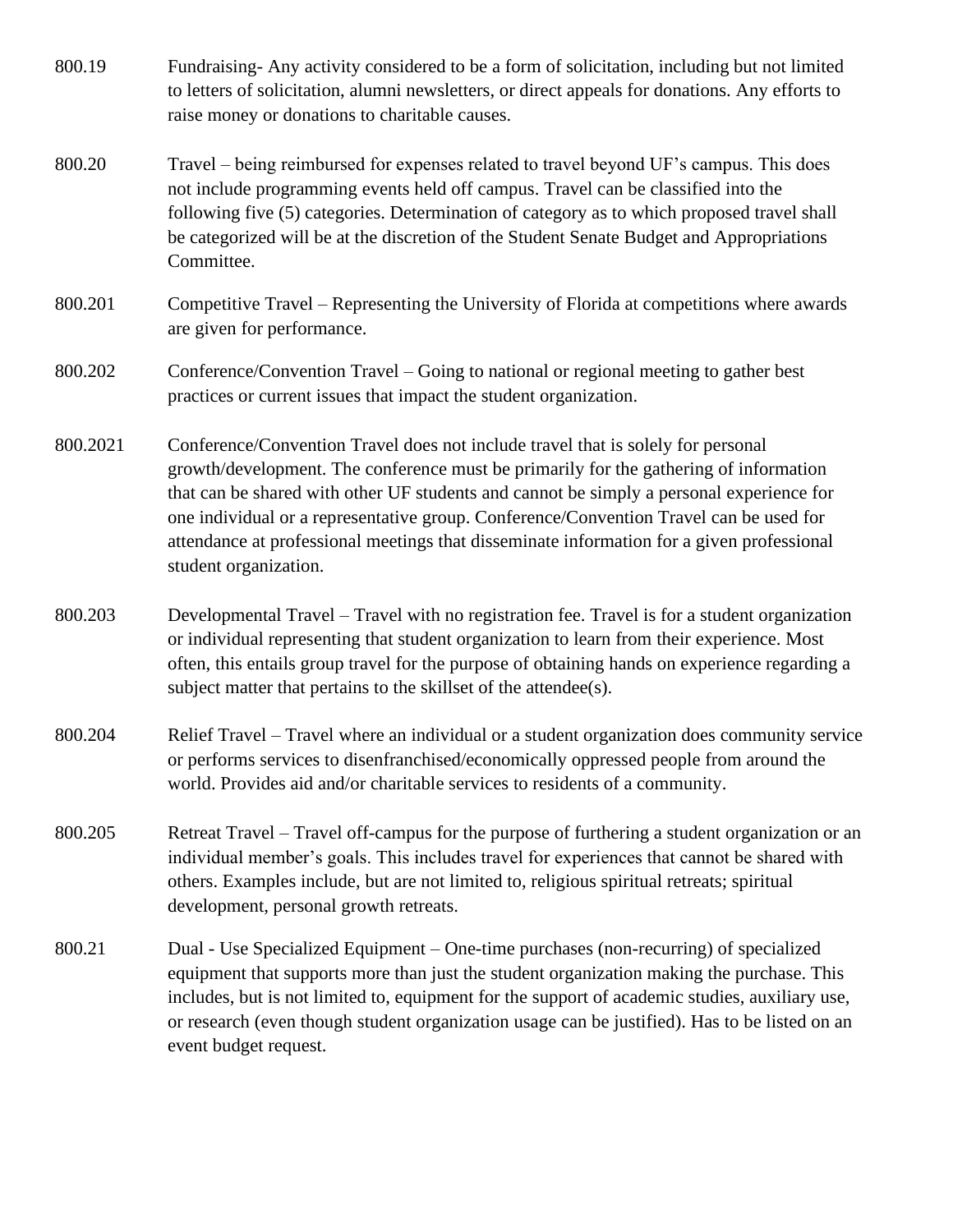800.19 Fundraising- Any activity considered to be a form of solicitation, including but not limited to letters of solicitation, alumni newsletters, or direct appeals for donations. Any efforts to raise money or donations to charitable causes.

800.20 Travel – being reimbursed for expenses related to travel beyond UF's campus. This does not include programming events held off campus. Travel can be classified into the following five (5) categories. Determination of category as to which proposed travel shall be categorized will be at the discretion of the Student Senate Budget and Appropriations Committee.

800.201 Competitive Travel – Representing the University of Florida at competitions where awards are given for performance.

800.202 Conference/Convention Travel – Going to national or regional meeting to gather best practices or current issues that impact the student organization.

800.2021 Conference/Convention Travel does not include travel that is solely for personal growth/development. The conference must be primarily for the gathering of information that can be shared with other UF students and cannot be simply a personal experience for one individual or a representative group. Conference/Convention Travel can be used for attendance at professional meetings that disseminate information for a given professional student organization.

800.203 Developmental Travel – Travel with no registration fee. Travel is for a student organization or individual representing that student organization to learn from their experience. Most often, this entails group travel for the purpose of obtaining hands on experience regarding a subject matter that pertains to the skillset of the attendee(s).

800.204 Relief Travel – Travel where an individual or a student organization does community service or performs services to disenfranchised/economically oppressed people from around the world. Provides aid and/or charitable services to residents of a community.

800.205 Retreat Travel – Travel off-campus for the purpose of furthering a student organization or an individual member's goals. This includes travel for experiences that cannot be shared with others. Examples include, but are not limited to, religious spiritual retreats; spiritual development, personal growth retreats.

800.21 Dual - Use Specialized Equipment – One-time purchases (non-recurring) of specialized equipment that supports more than just the student organization making the purchase. This includes, but is not limited to, equipment for the support of academic studies, auxiliary use, or research (even though student organization usage can be justified). Has to be listed on an event budget request.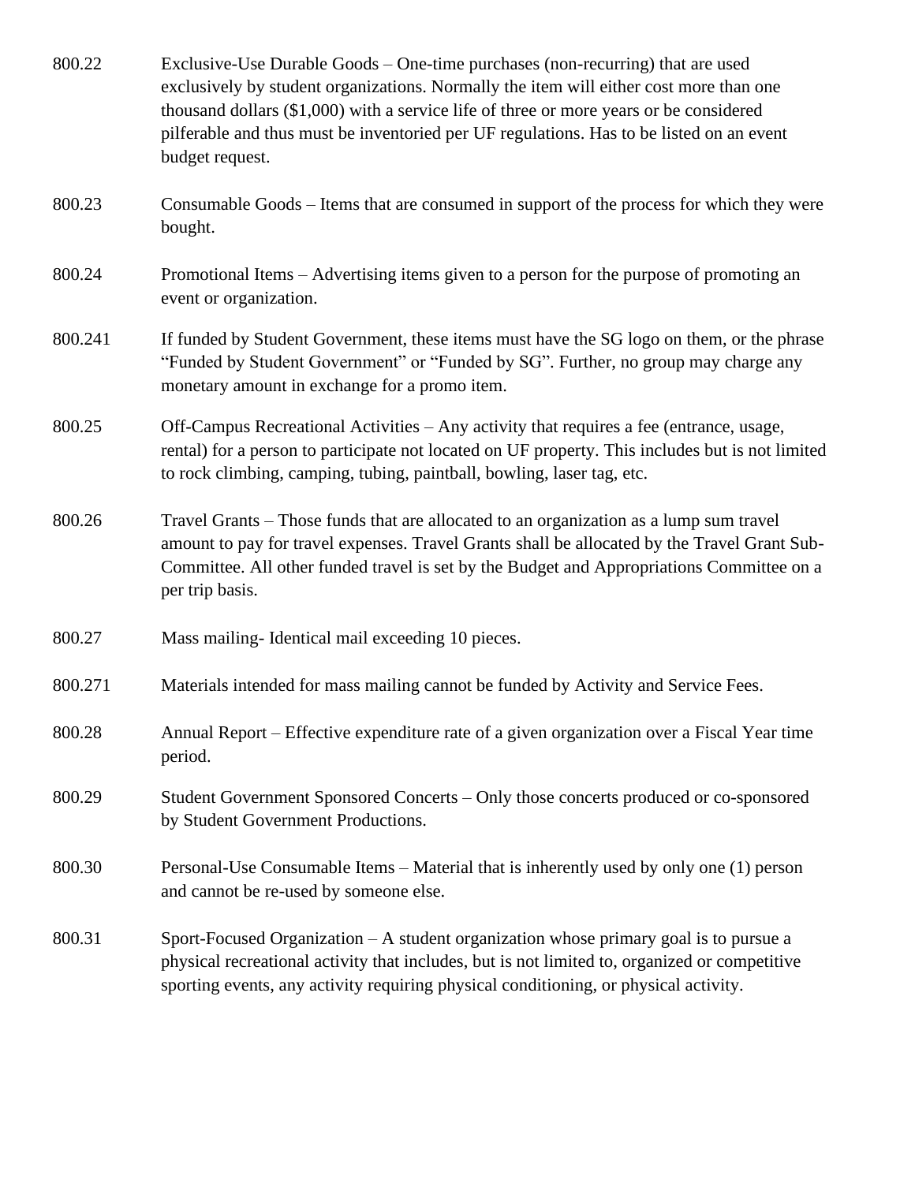800.22 Exclusive-Use Durable Goods – One-time purchases (non-recurring) that are used exclusively by student organizations. Normally the item will either cost more than one thousand dollars ($1,000) with a service life of three or more years or be considered pilferable and thus must be inventoried per UF regulations. Has to be listed on an event budget request.

800.23 Consumable Goods – Items that are consumed in support of the process for which they were bought.

800.24 Promotional Items – Advertising items given to a person for the purpose of promoting an event or organization.

800.241 If funded by Student Government, these items must have the SG logo on them, or the phrase "Funded by Student Government" or "Funded by SG". Further, no group may charge any monetary amount in exchange for a promo item.

800.25 Off-Campus Recreational Activities – Any activity that requires a fee (entrance, usage, rental) for a person to participate not located on UF property. This includes but is not limited to rock climbing, camping, tubing, paintball, bowling, laser tag, etc.

800.26 Travel Grants – Those funds that are allocated to an organization as a lump sum travel amount to pay for travel expenses. Travel Grants shall be allocated by the Travel Grant Sub-Committee. All other funded travel is set by the Budget and Appropriations Committee on a per trip basis.

800.27 Mass mailing- Identical mail exceeding 10 pieces.

800.271 Materials intended for mass mailing cannot be funded by Activity and Service Fees.

800.28 Annual Report – Effective expenditure rate of a given organization over a Fiscal Year time period.

800.29 Student Government Sponsored Concerts – Only those concerts produced or co-sponsored by Student Government Productions.

800.30 Personal-Use Consumable Items – Material that is inherently used by only one (1) person and cannot be re-used by someone else.

800.31 Sport-Focused Organization – A student organization whose primary goal is to pursue a physical recreational activity that includes, but is not limited to, organized or competitive sporting events, any activity requiring physical conditioning, or physical activity.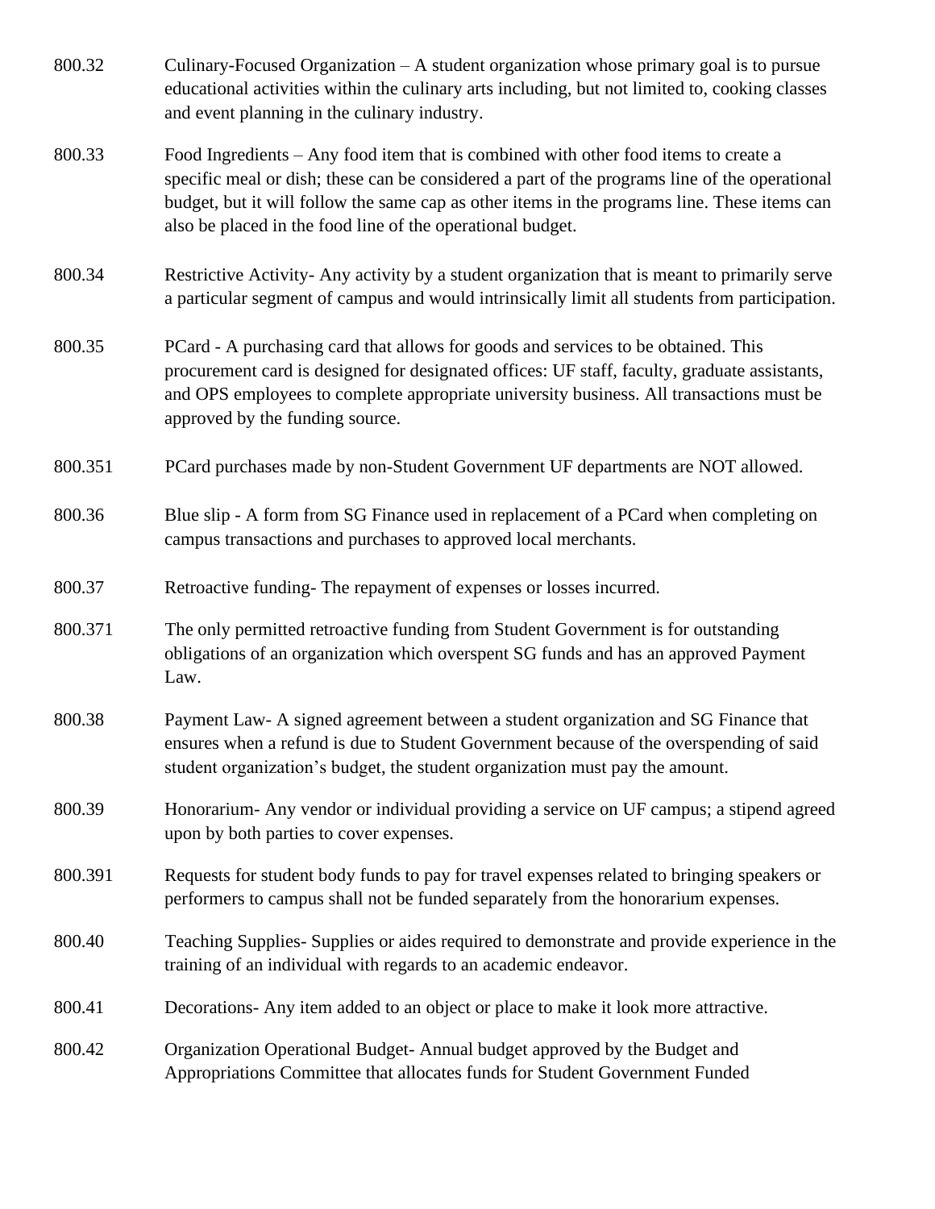800.32 Culinary-Focused Organization – A student organization whose primary goal is to pursue educational activities within the culinary arts including, but not limited to, cooking classes and event planning in the culinary industry.

800.33 Food Ingredients – Any food item that is combined with other food items to create a specific meal or dish; these can be considered a part of the programs line of the operational budget, but it will follow the same cap as other items in the programs line. These items can also be placed in the food line of the operational budget.

800.34 Restrictive Activity- Any activity by a student organization that is meant to primarily serve a particular segment of campus and would intrinsically limit all students from participation.

800.35 PCard - A purchasing card that allows for goods and services to be obtained. This procurement card is designed for designated offices: UF staff, faculty, graduate assistants, and OPS employees to complete appropriate university business. All transactions must be approved by the funding source.

800.351 PCard purchases made by non-Student Government UF departments are NOT allowed.

800.36 Blue slip - A form from SG Finance used in replacement of a PCard when completing on campus transactions and purchases to approved local merchants.

800.37 Retroactive funding- The repayment of expenses or losses incurred.

800.371 The only permitted retroactive funding from Student Government is for outstanding obligations of an organization which overspent SG funds and has an approved Payment Law.

800.38 Payment Law- A signed agreement between a student organization and SG Finance that ensures when a refund is due to Student Government because of the overspending of said student organization's budget, the student organization must pay the amount.

800.39 Honorarium- Any vendor or individual providing a service on UF campus; a stipend agreed upon by both parties to cover expenses.

800.391 Requests for student body funds to pay for travel expenses related to bringing speakers or performers to campus shall not be funded separately from the honorarium expenses.

800.40 Teaching Supplies- Supplies or aides required to demonstrate and provide experience in the training of an individual with regards to an academic endeavor.

800.41 Decorations- Any item added to an object or place to make it look more attractive.

800.42 Organization Operational Budget- Annual budget approved by the Budget and Appropriations Committee that allocates funds for Student Government Funded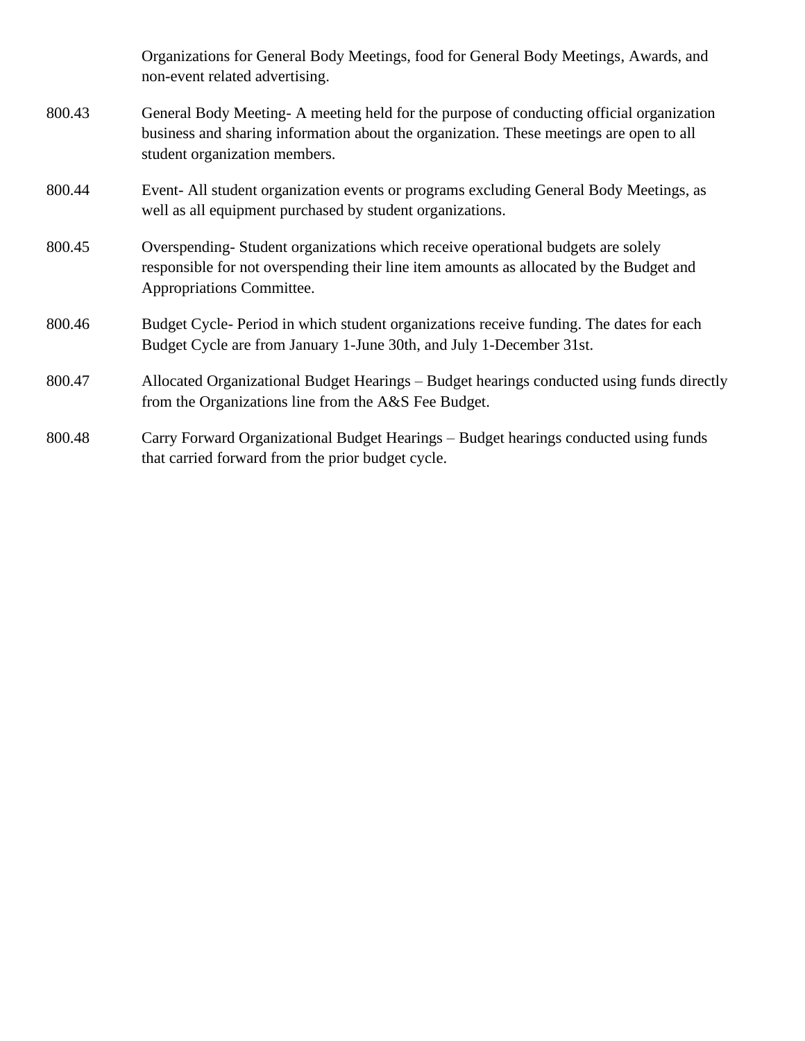Organizations for General Body Meetings, food for General Body Meetings, Awards, and non-event related advertising.

800.43 General Body Meeting- A meeting held for the purpose of conducting official organization business and sharing information about the organization. These meetings are open to all student organization members.

800.44 Event- All student organization events or programs excluding General Body Meetings, as well as all equipment purchased by student organizations.

800.45 Overspending- Student organizations which receive operational budgets are solely responsible for not overspending their line item amounts as allocated by the Budget and Appropriations Committee.

800.46 Budget Cycle- Period in which student organizations receive funding. The dates for each Budget Cycle are from January 1-June 30th, and July 1-December 31st.

800.47 Allocated Organizational Budget Hearings – Budget hearings conducted using funds directly from the Organizations line from the A&S Fee Budget.

800.48 Carry Forward Organizational Budget Hearings – Budget hearings conducted using funds that carried forward from the prior budget cycle.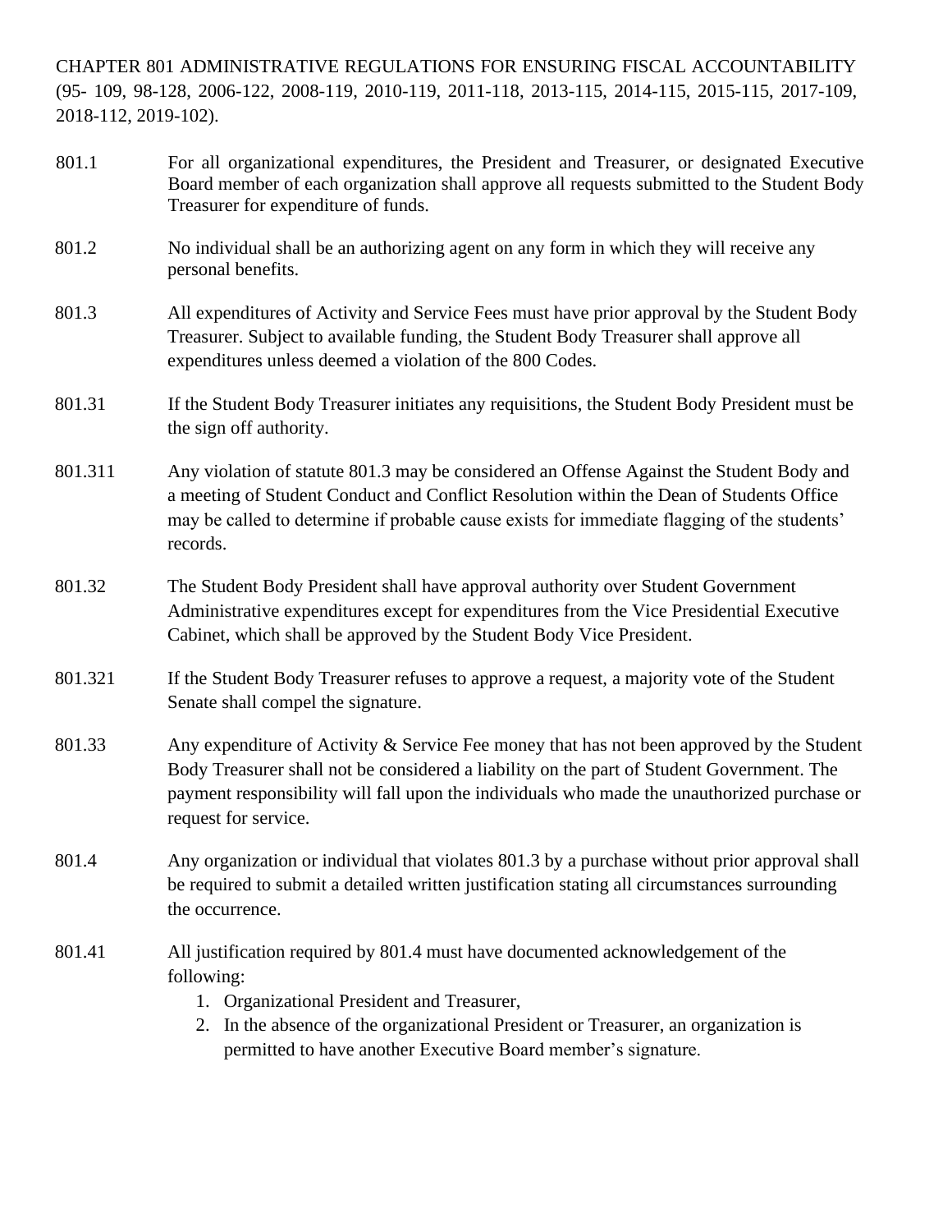CHAPTER 801 ADMINISTRATIVE REGULATIONS FOR ENSURING FISCAL ACCOUNTABILITY (95- 109, 98-128, 2006-122, 2008-119, 2010-119, 2011-118, 2013-115, 2014-115, 2015-115, 2017-109, 2018-112, 2019-102).

801.1 For all organizational expenditures, the President and Treasurer, or designated Executive Board member of each organization shall approve all requests submitted to the Student Body Treasurer for expenditure of funds.

801.2 No individual shall be an authorizing agent on any form in which they will receive any personal benefits.

801.3 All expenditures of Activity and Service Fees must have prior approval by the Student Body Treasurer. Subject to available funding, the Student Body Treasurer shall approve all expenditures unless deemed a violation of the 800 Codes.

801.31 If the Student Body Treasurer initiates any requisitions, the Student Body President must be the sign off authority.

801.311 Any violation of statute 801.3 may be considered an Offense Against the Student Body and a meeting of Student Conduct and Conflict Resolution within the Dean of Students Office may be called to determine if probable cause exists for immediate flagging of the students' records.

801.32 The Student Body President shall have approval authority over Student Government Administrative expenditures except for expenditures from the Vice Presidential Executive Cabinet, which shall be approved by the Student Body Vice President.

801.321 If the Student Body Treasurer refuses to approve a request, a majority vote of the Student Senate shall compel the signature.

801.33 Any expenditure of Activity & Service Fee money that has not been approved by the Student Body Treasurer shall not be considered a liability on the part of Student Government. The payment responsibility will fall upon the individuals who made the unauthorized purchase or request for service.

801.4 Any organization or individual that violates 801.3 by a purchase without prior approval shall be required to submit a detailed written justification stating all circumstances surrounding the occurrence.

801.41 All justification required by 801.4 must have documented acknowledgement of the following:

1. Organizational President and Treasurer,
2. In the absence of the organizational President or Treasurer, an organization is permitted to have another Executive Board member's signature.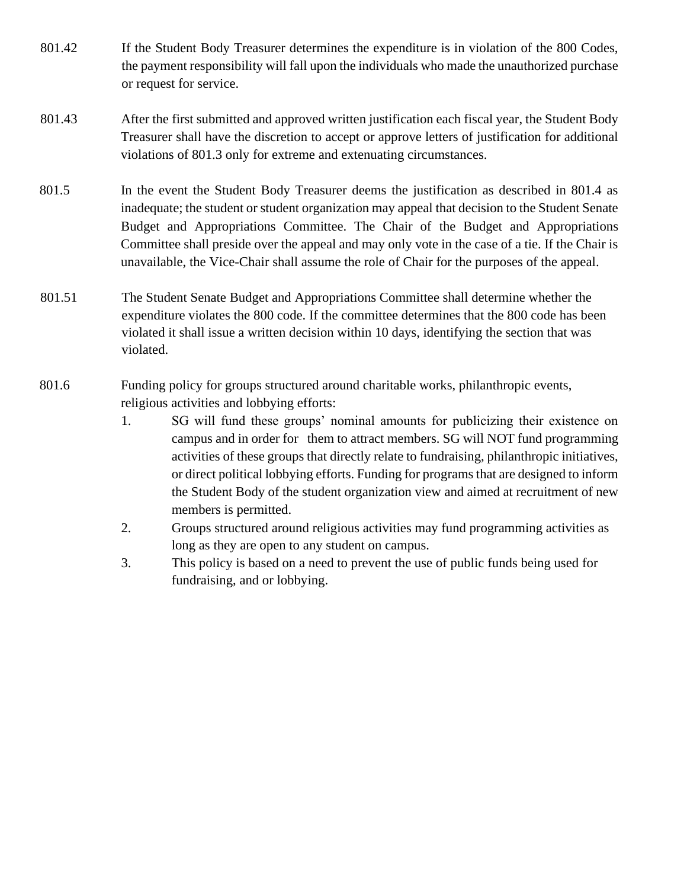801.42 If the Student Body Treasurer determines the expenditure is in violation of the 800 Codes, the payment responsibility will fall upon the individuals who made the unauthorized purchase or request for service.

801.43 After the first submitted and approved written justification each fiscal year, the Student Body Treasurer shall have the discretion to accept or approve letters of justification for additional violations of 801.3 only for extreme and extenuating circumstances.

801.5 In the event the Student Body Treasurer deems the justification as described in 801.4 as inadequate; the student or student organization may appeal that decision to the Student Senate Budget and Appropriations Committee. The Chair of the Budget and Appropriations Committee shall preside over the appeal and may only vote in the case of a tie. If the Chair is unavailable, the Vice-Chair shall assume the role of Chair for the purposes of the appeal.

801.51 The Student Senate Budget and Appropriations Committee shall determine whether the expenditure violates the 800 code. If the committee determines that the 800 code has been violated it shall issue a written decision within 10 days, identifying the section that was violated.

801.6 Funding policy for groups structured around charitable works, philanthropic events, religious activities and lobbying efforts:

1. SG will fund these groups' nominal amounts for publicizing their existence on campus and in order for them to attract members. SG will NOT fund programming activities of these groups that directly relate to fundraising, philanthropic initiatives, or direct political lobbying efforts. Funding for programs that are designed to inform the Student Body of the student organization view and aimed at recruitment of new members is permitted.
2. Groups structured around religious activities may fund programming activities as long as they are open to any student on campus.
3. This policy is based on a need to prevent the use of public funds being used for fundraising, and or lobbying.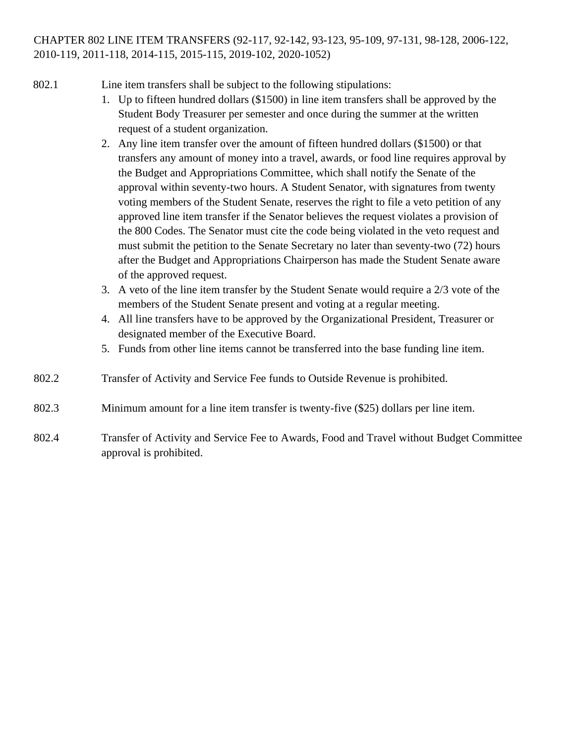CHAPTER 802 LINE ITEM TRANSFERS (92-117, 92-142, 93-123, 95-109, 97-131, 98-128, 2006-122, 2010-119, 2011-118, 2014-115, 2015-115, 2019-102, 2020-1052)

802.1 Line item transfers shall be subject to the following stipulations:

1. Up to fifteen hundred dollars ($1500) in line item transfers shall be approved by the Student Body Treasurer per semester and once during the summer at the written request of a student organization.
2. Any line item transfer over the amount of fifteen hundred dollars ($1500) or that transfers any amount of money into a travel, awards, or food line requires approval by the Budget and Appropriations Committee, which shall notify the Senate of the approval within seventy-two hours. A Student Senator, with signatures from twenty voting members of the Student Senate, reserves the right to file a veto petition of any approved line item transfer if the Senator believes the request violates a provision of the 800 Codes. The Senator must cite the code being violated in the veto request and must submit the petition to the Senate Secretary no later than seventy-two (72) hours after the Budget and Appropriations Chairperson has made the Student Senate aware of the approved request.
3. A veto of the line item transfer by the Student Senate would require a 2/3 vote of the members of the Student Senate present and voting at a regular meeting.
4. All line transfers have to be approved by the Organizational President, Treasurer or designated member of the Executive Board.
5. Funds from other line items cannot be transferred into the base funding line item.

802.2 Transfer of Activity and Service Fee funds to Outside Revenue is prohibited.

802.3 Minimum amount for a line item transfer is twenty-five ($25) dollars per line item.

802.4 Transfer of Activity and Service Fee to Awards, Food and Travel without Budget Committee approval is prohibited.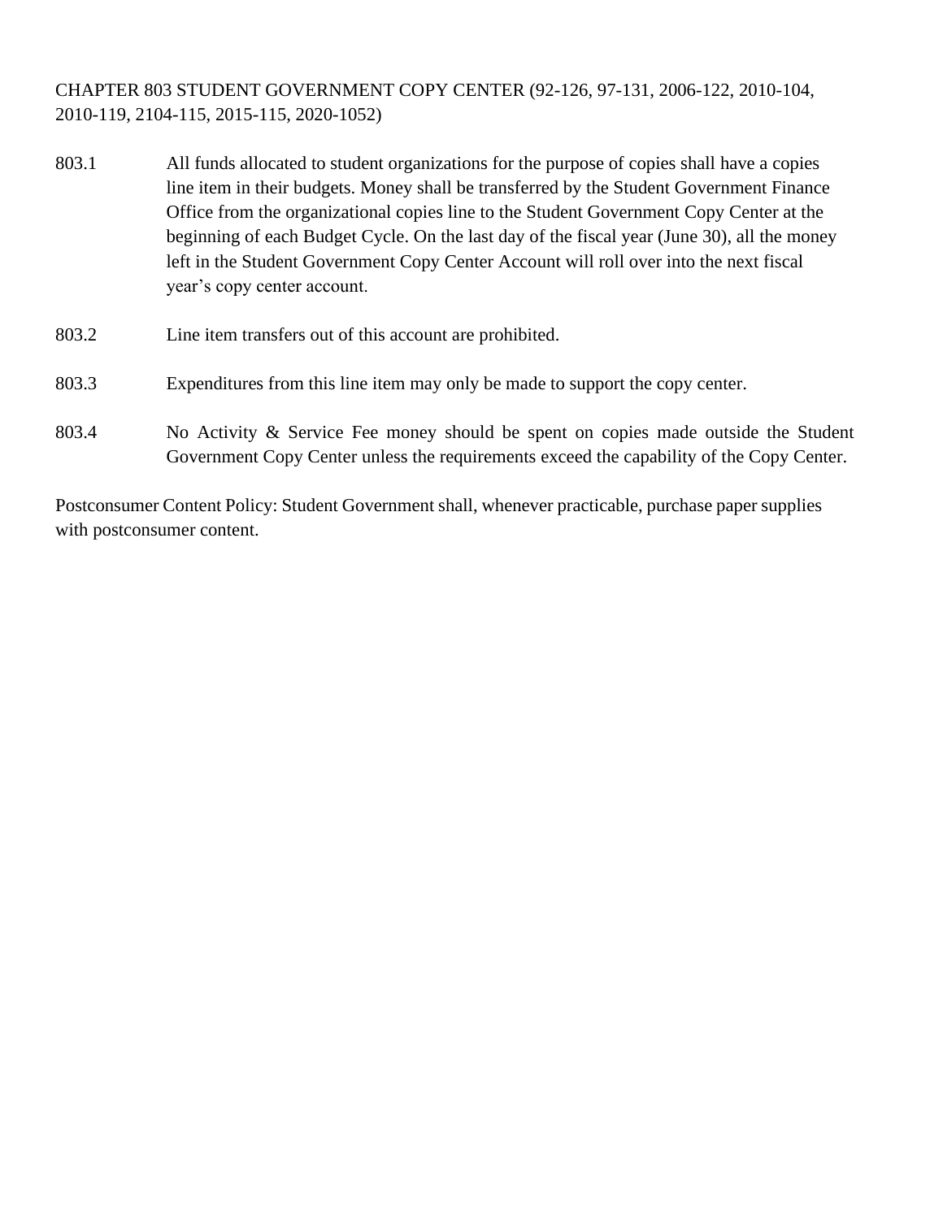CHAPTER 803 STUDENT GOVERNMENT COPY CENTER (92-126, 97-131, 2006-122, 2010-104, 2010-119, 2104-115, 2015-115, 2020-1052)

803.1 All funds allocated to student organizations for the purpose of copies shall have a copies line item in their budgets. Money shall be transferred by the Student Government Finance Office from the organizational copies line to the Student Government Copy Center at the beginning of each Budget Cycle. On the last day of the fiscal year (June 30), all the money left in the Student Government Copy Center Account will roll over into the next fiscal year's copy center account.

803.2 Line item transfers out of this account are prohibited.

803.3 Expenditures from this line item may only be made to support the copy center.

803.4 No Activity & Service Fee money should be spent on copies made outside the Student Government Copy Center unless the requirements exceed the capability of the Copy Center.

Postconsumer Content Policy: Student Government shall, whenever practicable, purchase paper supplies with postconsumer content.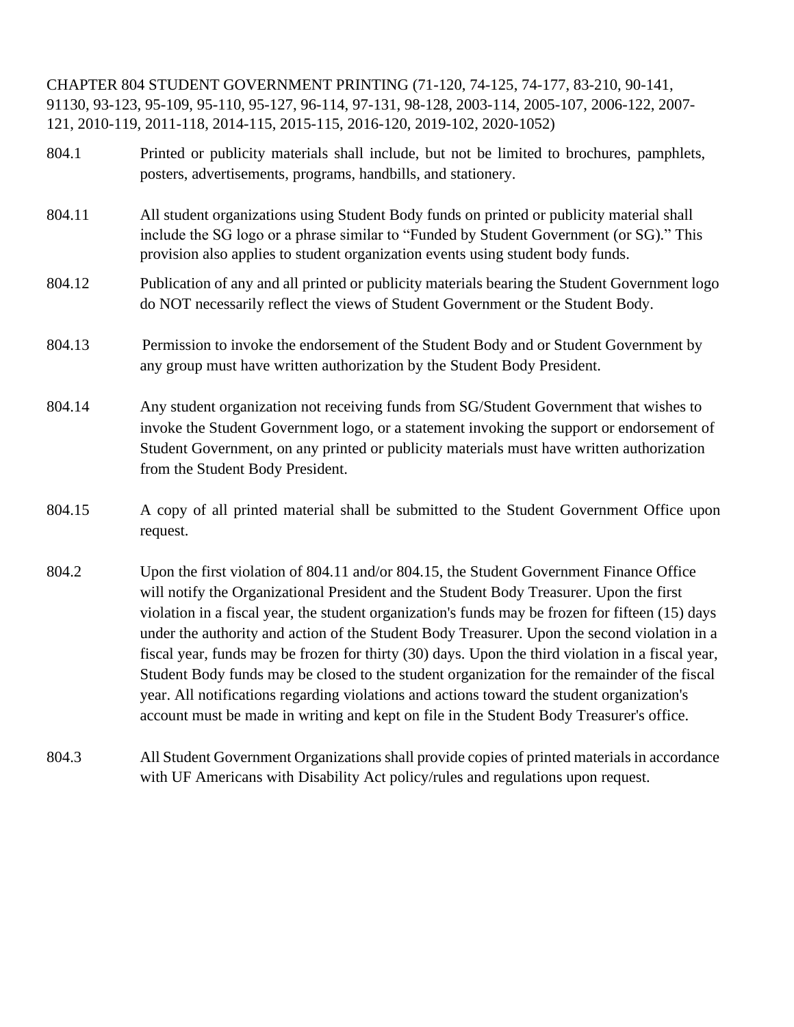## CHAPTER 804 STUDENT GOVERNMENT PRINTING (71-120, 74-125, 74-177, 83-210, 90-141, 91130, 93-123, 95-109, 95-110, 95-127, 96-114, 97-131, 98-128, 2003-114, 2005-107, 2006-122, 2007-121, 2010-119, 2011-118, 2014-115, 2015-115, 2016-120, 2019-102, 2020-1052)

804.1 Printed or publicity materials shall include, but not be limited to brochures, pamphlets, posters, advertisements, programs, handbills, and stationery.

804.11 All student organizations using Student Body funds on printed or publicity material shall include the SG logo or a phrase similar to "Funded by Student Government (or SG)." This provision also applies to student organization events using student body funds.

804.12 Publication of any and all printed or publicity materials bearing the Student Government logo do NOT necessarily reflect the views of Student Government or the Student Body.

804.13 Permission to invoke the endorsement of the Student Body and or Student Government by any group must have written authorization by the Student Body President.

804.14 Any student organization not receiving funds from SG/Student Government that wishes to invoke the Student Government logo, or a statement invoking the support or endorsement of Student Government, on any printed or publicity materials must have written authorization from the Student Body President.

804.15 A copy of all printed material shall be submitted to the Student Government Office upon request.

804.2 Upon the first violation of 804.11 and/or 804.15, the Student Government Finance Office will notify the Organizational President and the Student Body Treasurer. Upon the first violation in a fiscal year, the student organization's funds may be frozen for fifteen (15) days under the authority and action of the Student Body Treasurer. Upon the second violation in a fiscal year, funds may be frozen for thirty (30) days. Upon the third violation in a fiscal year, Student Body funds may be closed to the student organization for the remainder of the fiscal year. All notifications regarding violations and actions toward the student organization's account must be made in writing and kept on file in the Student Body Treasurer's office.

804.3 All Student Government Organizations shall provide copies of printed materials in accordance with UF Americans with Disability Act policy/rules and regulations upon request.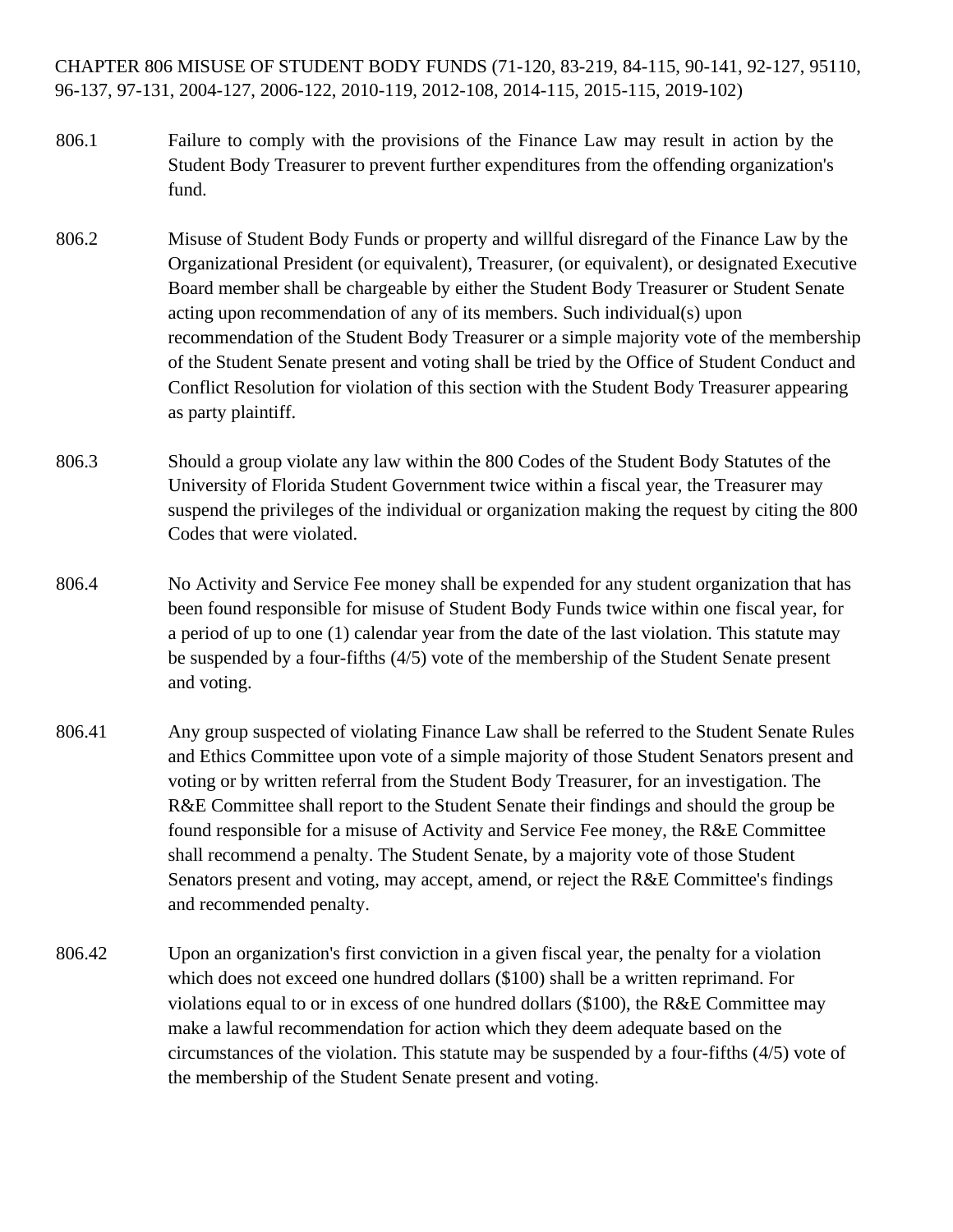CHAPTER 806 MISUSE OF STUDENT BODY FUNDS (71-120, 83-219, 84-115, 90-141, 92-127, 95110, 96-137, 97-131, 2004-127, 2006-122, 2010-119, 2012-108, 2014-115, 2015-115, 2019-102)

806.1 Failure to comply with the provisions of the Finance Law may result in action by the Student Body Treasurer to prevent further expenditures from the offending organization's fund.

806.2 Misuse of Student Body Funds or property and willful disregard of the Finance Law by the Organizational President (or equivalent), Treasurer, (or equivalent), or designated Executive Board member shall be chargeable by either the Student Body Treasurer or Student Senate acting upon recommendation of any of its members. Such individual(s) upon recommendation of the Student Body Treasurer or a simple majority vote of the membership of the Student Senate present and voting shall be tried by the Office of Student Conduct and Conflict Resolution for violation of this section with the Student Body Treasurer appearing as party plaintiff.

806.3 Should a group violate any law within the 800 Codes of the Student Body Statutes of the University of Florida Student Government twice within a fiscal year, the Treasurer may suspend the privileges of the individual or organization making the request by citing the 800 Codes that were violated.

806.4 No Activity and Service Fee money shall be expended for any student organization that has been found responsible for misuse of Student Body Funds twice within one fiscal year, for a period of up to one (1) calendar year from the date of the last violation. This statute may be suspended by a four-fifths (4/5) vote of the membership of the Student Senate present and voting.

806.41 Any group suspected of violating Finance Law shall be referred to the Student Senate Rules and Ethics Committee upon vote of a simple majority of those Student Senators present and voting or by written referral from the Student Body Treasurer, for an investigation. The R&E Committee shall report to the Student Senate their findings and should the group be found responsible for a misuse of Activity and Service Fee money, the R&E Committee shall recommend a penalty. The Student Senate, by a majority vote of those Student Senators present and voting, may accept, amend, or reject the R&E Committee's findings and recommended penalty.

806.42 Upon an organization's first conviction in a given fiscal year, the penalty for a violation which does not exceed one hundred dollars ($100) shall be a written reprimand. For violations equal to or in excess of one hundred dollars ($100), the R&E Committee may make a lawful recommendation for action which they deem adequate based on the circumstances of the violation. This statute may be suspended by a four-fifths (4/5) vote of the membership of the Student Senate present and voting.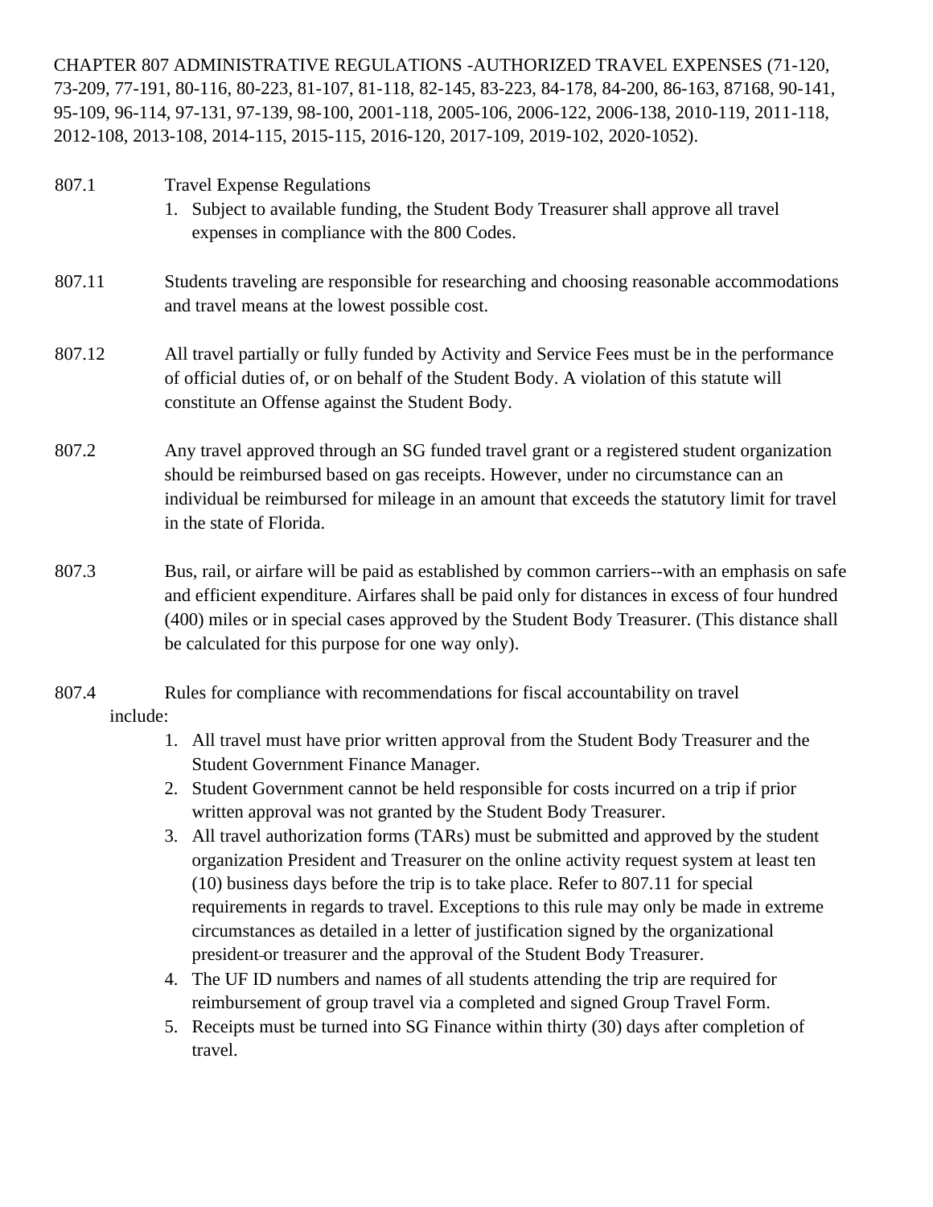CHAPTER 807 ADMINISTRATIVE REGULATIONS -AUTHORIZED TRAVEL EXPENSES (71-120, 73-209, 77-191, 80-116, 80-223, 81-107, 81-118, 82-145, 83-223, 84-178, 84-200, 86-163, 87168, 90-141, 95-109, 96-114, 97-131, 97-139, 98-100, 2001-118, 2005-106, 2006-122, 2006-138, 2010-119, 2011-118, 2012-108, 2013-108, 2014-115, 2015-115, 2016-120, 2017-109, 2019-102, 2020-1052).

807.1 Travel Expense Regulations

1. Subject to available funding, the Student Body Treasurer shall approve all travel expenses in compliance with the 800 Codes.

807.11 Students traveling are responsible for researching and choosing reasonable accommodations and travel means at the lowest possible cost.

807.12 All travel partially or fully funded by Activity and Service Fees must be in the performance of official duties of, or on behalf of the Student Body. A violation of this statute will constitute an Offense against the Student Body.

807.2 Any travel approved through an SG funded travel grant or a registered student organization should be reimbursed based on gas receipts. However, under no circumstance can an individual be reimbursed for mileage in an amount that exceeds the statutory limit for travel in the state of Florida.

807.3 Bus, rail, or airfare will be paid as established by common carriers--with an emphasis on safe and efficient expenditure. Airfares shall be paid only for distances in excess of four hundred (400) miles or in special cases approved by the Student Body Treasurer. (This distance shall be calculated for this purpose for one way only).

807.4 Rules for compliance with recommendations for fiscal accountability on travel include:

1. All travel must have prior written approval from the Student Body Treasurer and the Student Government Finance Manager.
2. Student Government cannot be held responsible for costs incurred on a trip if prior written approval was not granted by the Student Body Treasurer.
3. All travel authorization forms (TARs) must be submitted and approved by the student organization President and Treasurer on the online activity request system at least ten (10) business days before the trip is to take place. Refer to 807.11 for special requirements in regards to travel. Exceptions to this rule may only be made in extreme circumstances as detailed in a letter of justification signed by the organizational president or treasurer and the approval of the Student Body Treasurer.
4. The UF ID numbers and names of all students attending the trip are required for reimbursement of group travel via a completed and signed Group Travel Form.
5. Receipts must be turned into SG Finance within thirty (30) days after completion of travel.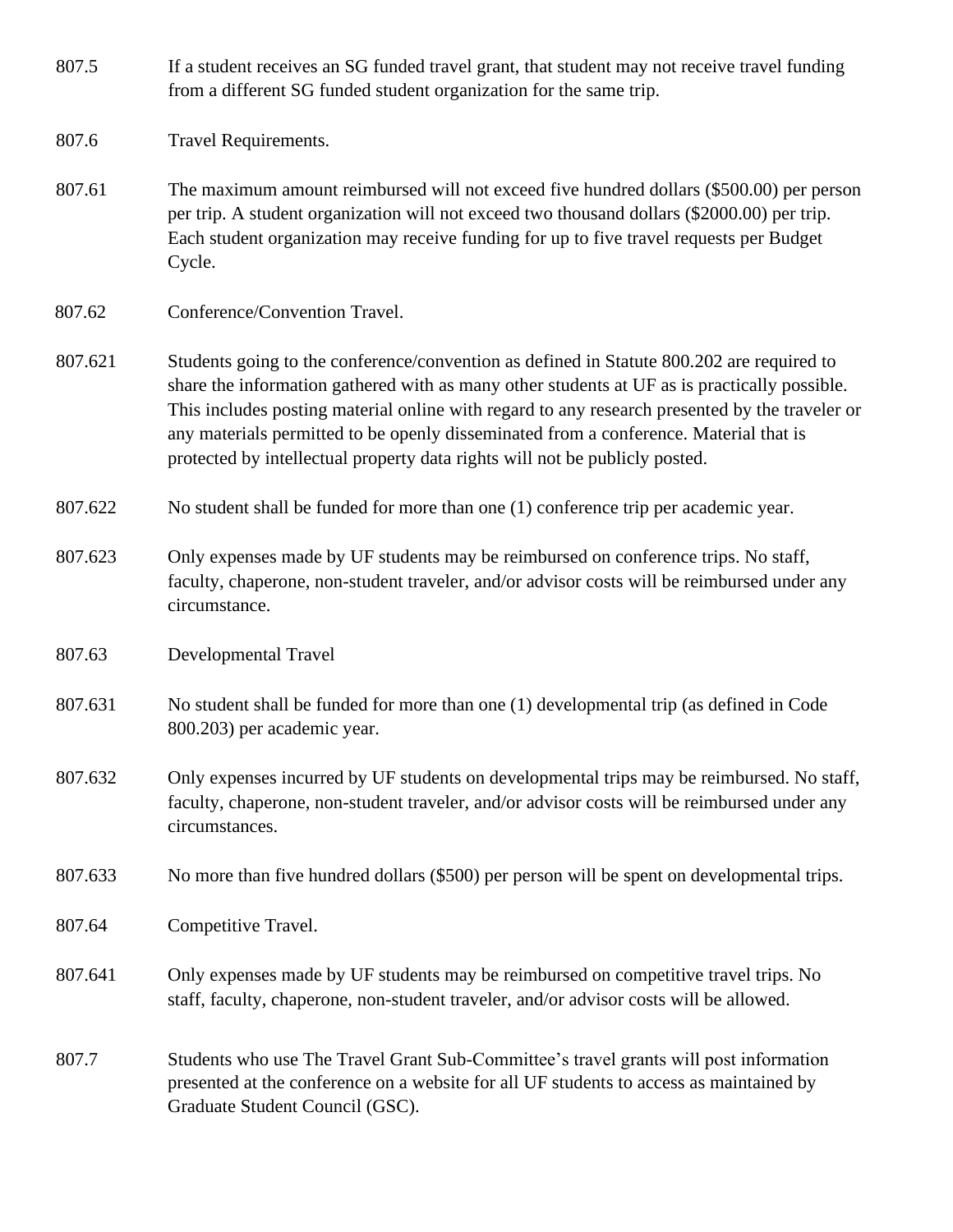807.5 If a student receives an SG funded travel grant, that student may not receive travel funding from a different SG funded student organization for the same trip.

807.6 Travel Requirements.

807.61 The maximum amount reimbursed will not exceed five hundred dollars ($500.00) per person per trip. A student organization will not exceed two thousand dollars ($2000.00) per trip. Each student organization may receive funding for up to five travel requests per Budget Cycle.

807.62 Conference/Convention Travel.

807.621 Students going to the conference/convention as defined in Statute 800.202 are required to share the information gathered with as many other students at UF as is practically possible. This includes posting material online with regard to any research presented by the traveler or any materials permitted to be openly disseminated from a conference. Material that is protected by intellectual property data rights will not be publicly posted.

807.622 No student shall be funded for more than one (1) conference trip per academic year.

807.623 Only expenses made by UF students may be reimbursed on conference trips. No staff, faculty, chaperone, non-student traveler, and/or advisor costs will be reimbursed under any circumstance.

807.63 Developmental Travel

807.631 No student shall be funded for more than one (1) developmental trip (as defined in Code 800.203) per academic year.

807.632 Only expenses incurred by UF students on developmental trips may be reimbursed. No staff, faculty, chaperone, non-student traveler, and/or advisor costs will be reimbursed under any circumstances.

807.633 No more than five hundred dollars ($500) per person will be spent on developmental trips.

807.64 Competitive Travel.

807.641 Only expenses made by UF students may be reimbursed on competitive travel trips. No staff, faculty, chaperone, non-student traveler, and/or advisor costs will be allowed.

807.7 Students who use The Travel Grant Sub-Committee's travel grants will post information presented at the conference on a website for all UF students to access as maintained by Graduate Student Council (GSC).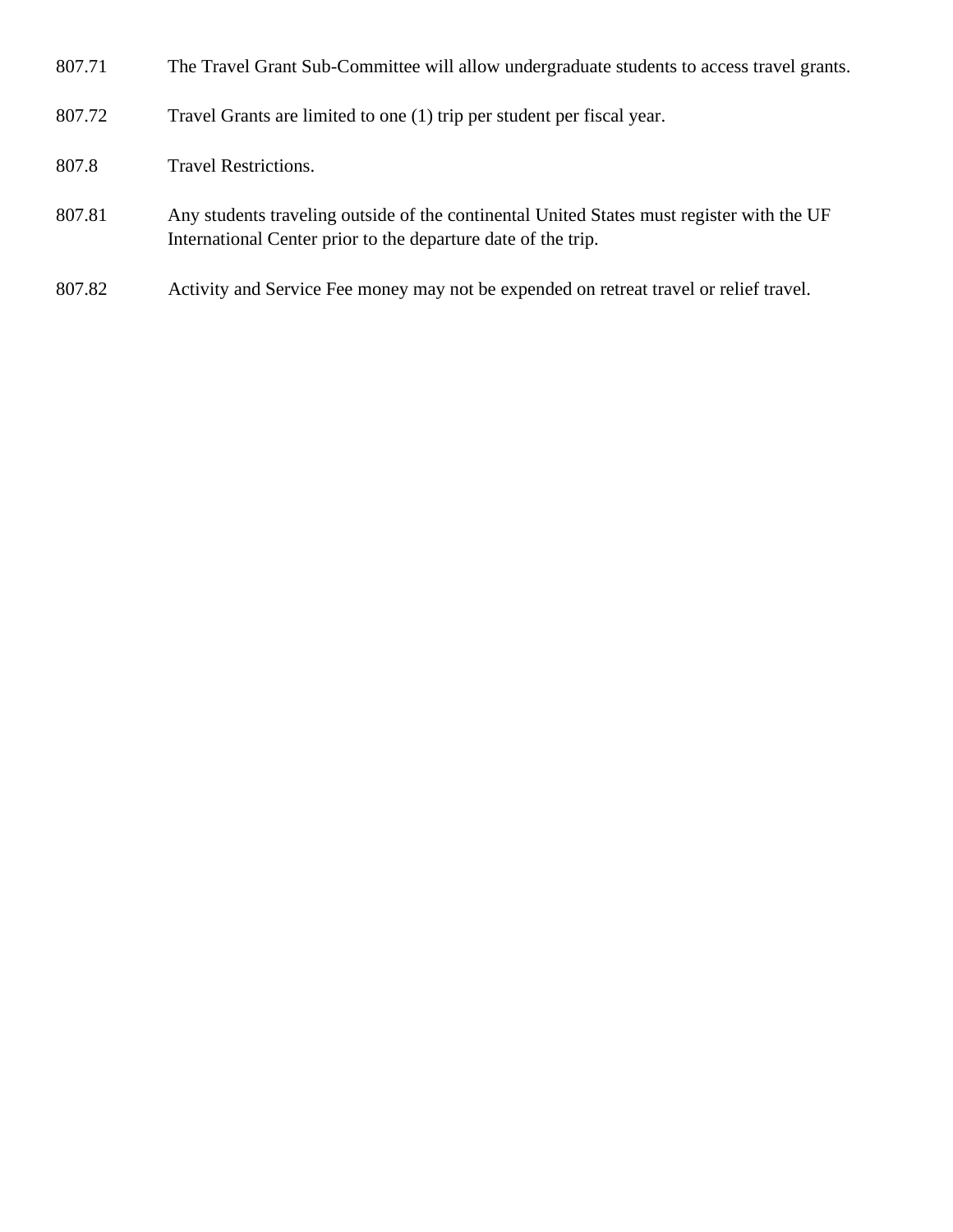807.71 The Travel Grant Sub-Committee will allow undergraduate students to access travel grants.

807.72 Travel Grants are limited to one (1) trip per student per fiscal year.

807.8 Travel Restrictions.

807.81 Any students traveling outside of the continental United States must register with the UF International Center prior to the departure date of the trip.

807.82 Activity and Service Fee money may not be expended on retreat travel or relief travel.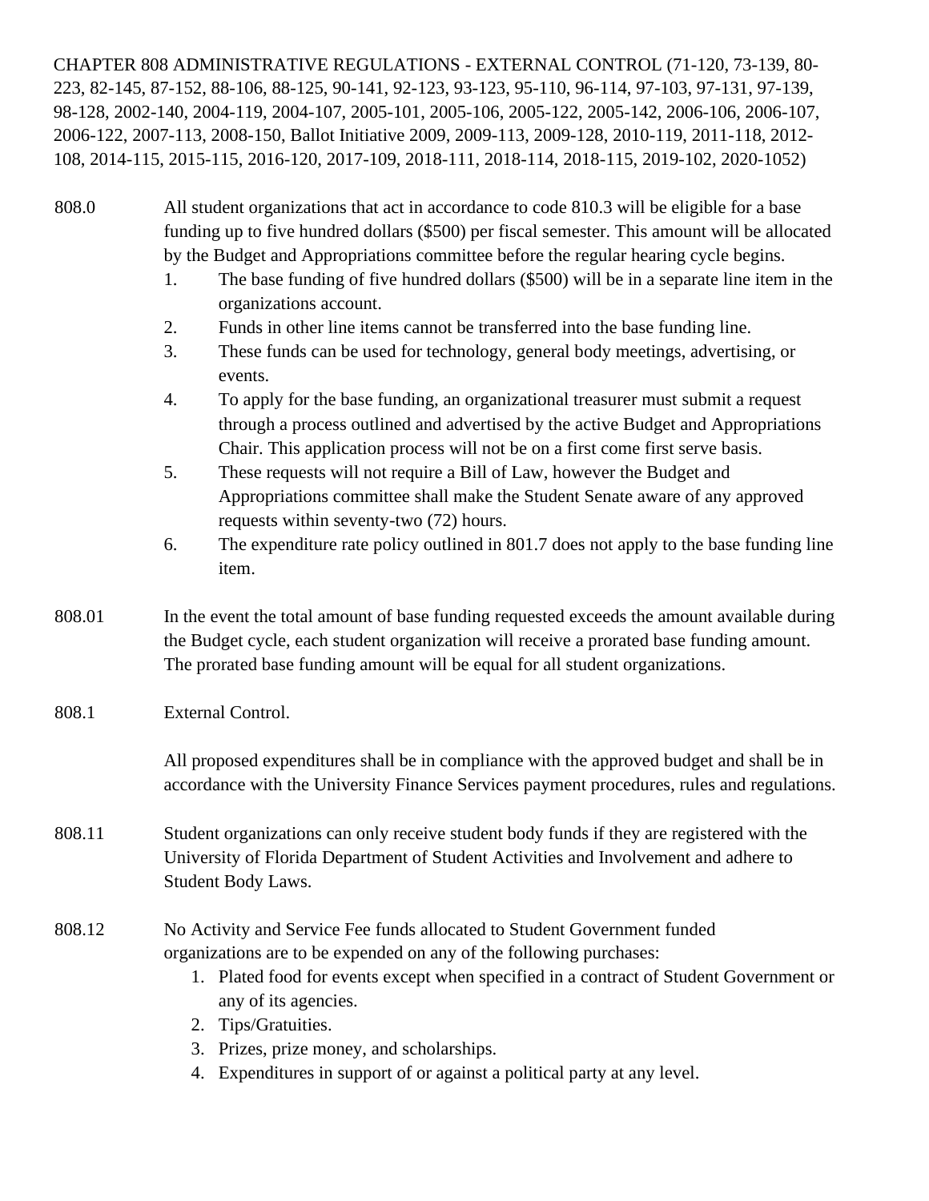CHAPTER 808 ADMINISTRATIVE REGULATIONS - EXTERNAL CONTROL (71-120, 73-139, 80-223, 82-145, 87-152, 88-106, 88-125, 90-141, 92-123, 93-123, 95-110, 96-114, 97-103, 97-131, 97-139, 98-128, 2002-140, 2004-119, 2004-107, 2005-101, 2005-106, 2005-122, 2005-142, 2006-106, 2006-107, 2006-122, 2007-113, 2008-150, Ballot Initiative 2009, 2009-113, 2009-128, 2010-119, 2011-118, 2012-108, 2014-115, 2015-115, 2016-120, 2017-109, 2018-111, 2018-114, 2018-115, 2019-102, 2020-1052)

808.0 All student organizations that act in accordance to code 810.3 will be eligible for a base funding up to five hundred dollars ($500) per fiscal semester. This amount will be allocated by the Budget and Appropriations committee before the regular hearing cycle begins.

1. The base funding of five hundred dollars ($500) will be in a separate line item in the organizations account.
2. Funds in other line items cannot be transferred into the base funding line.
3. These funds can be used for technology, general body meetings, advertising, or events.
4. To apply for the base funding, an organizational treasurer must submit a request through a process outlined and advertised by the active Budget and Appropriations Chair. This application process will not be on a first come first serve basis.
5. These requests will not require a Bill of Law, however the Budget and Appropriations committee shall make the Student Senate aware of any approved requests within seventy-two (72) hours.
6. The expenditure rate policy outlined in 801.7 does not apply to the base funding line item.

808.01 In the event the total amount of base funding requested exceeds the amount available during the Budget cycle, each student organization will receive a prorated base funding amount. The prorated base funding amount will be equal for all student organizations.

808.1 External Control.

All proposed expenditures shall be in compliance with the approved budget and shall be in accordance with the University Finance Services payment procedures, rules and regulations.

808.11 Student organizations can only receive student body funds if they are registered with the University of Florida Department of Student Activities and Involvement and adhere to Student Body Laws.

808.12 No Activity and Service Fee funds allocated to Student Government funded organizations are to be expended on any of the following purchases:

1. Plated food for events except when specified in a contract of Student Government or any of its agencies.
2. Tips/Gratuities.
3. Prizes, prize money, and scholarships.
4. Expenditures in support of or against a political party at any level.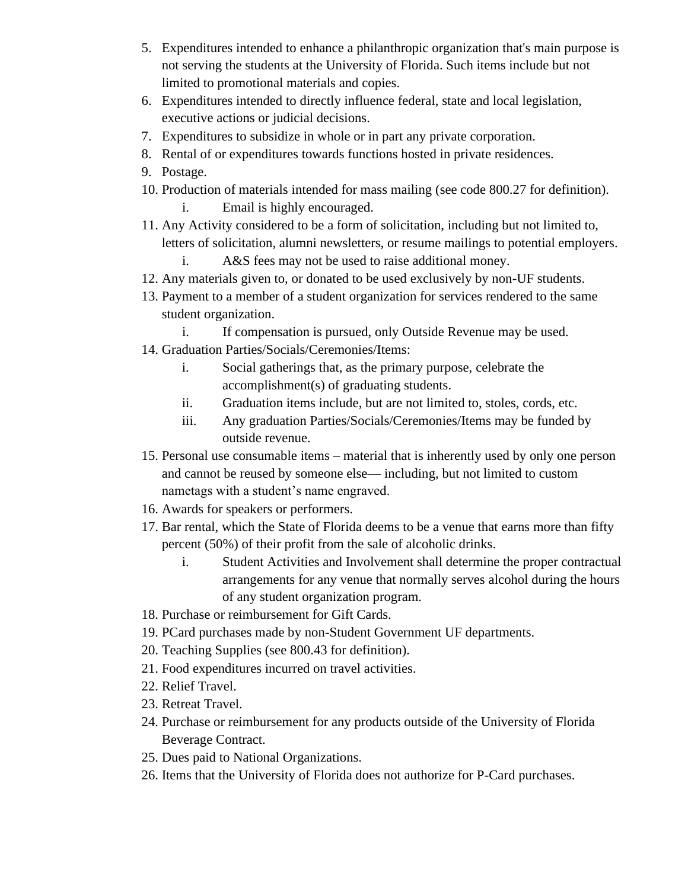5. Expenditures intended to enhance a philanthropic organization that's main purpose is not serving the students at the University of Florida. Such items include but not limited to promotional materials and copies.
6. Expenditures intended to directly influence federal, state and local legislation, executive actions or judicial decisions.
7. Expenditures to subsidize in whole or in part any private corporation.
8. Rental of or expenditures towards functions hosted in private residences.
9. Postage.
10. Production of materials intended for mass mailing (see code 800.27 for definition).
    i. Email is highly encouraged.
11. Any Activity considered to be a form of solicitation, including but not limited to, letters of solicitation, alumni newsletters, or resume mailings to potential employers.
    i. A&S fees may not be used to raise additional money.
12. Any materials given to, or donated to be used exclusively by non-UF students.
13. Payment to a member of a student organization for services rendered to the same student organization.
    i. If compensation is pursued, only Outside Revenue may be used.
14. Graduation Parties/Socials/Ceremonies/Items:
    i. Social gatherings that, as the primary purpose, celebrate the accomplishment(s) of graduating students.
    ii. Graduation items include, but are not limited to, stoles, cords, etc.
    iii. Any graduation Parties/Socials/Ceremonies/Items may be funded by outside revenue.
15. Personal use consumable items – material that is inherently used by only one person and cannot be reused by someone else— including, but not limited to custom nametags with a student's name engraved.
16. Awards for speakers or performers.
17. Bar rental, which the State of Florida deems to be a venue that earns more than fifty percent (50%) of their profit from the sale of alcoholic drinks.
    i. Student Activities and Involvement shall determine the proper contractual arrangements for any venue that normally serves alcohol during the hours of any student organization program.
18. Purchase or reimbursement for Gift Cards.
19. PCard purchases made by non-Student Government UF departments.
20. Teaching Supplies (see 800.43 for definition).
21. Food expenditures incurred on travel activities.
22. Relief Travel.
23. Retreat Travel.
24. Purchase or reimbursement for any products outside of the University of Florida Beverage Contract.
25. Dues paid to National Organizations.
26. Items that the University of Florida does not authorize for P-Card purchases.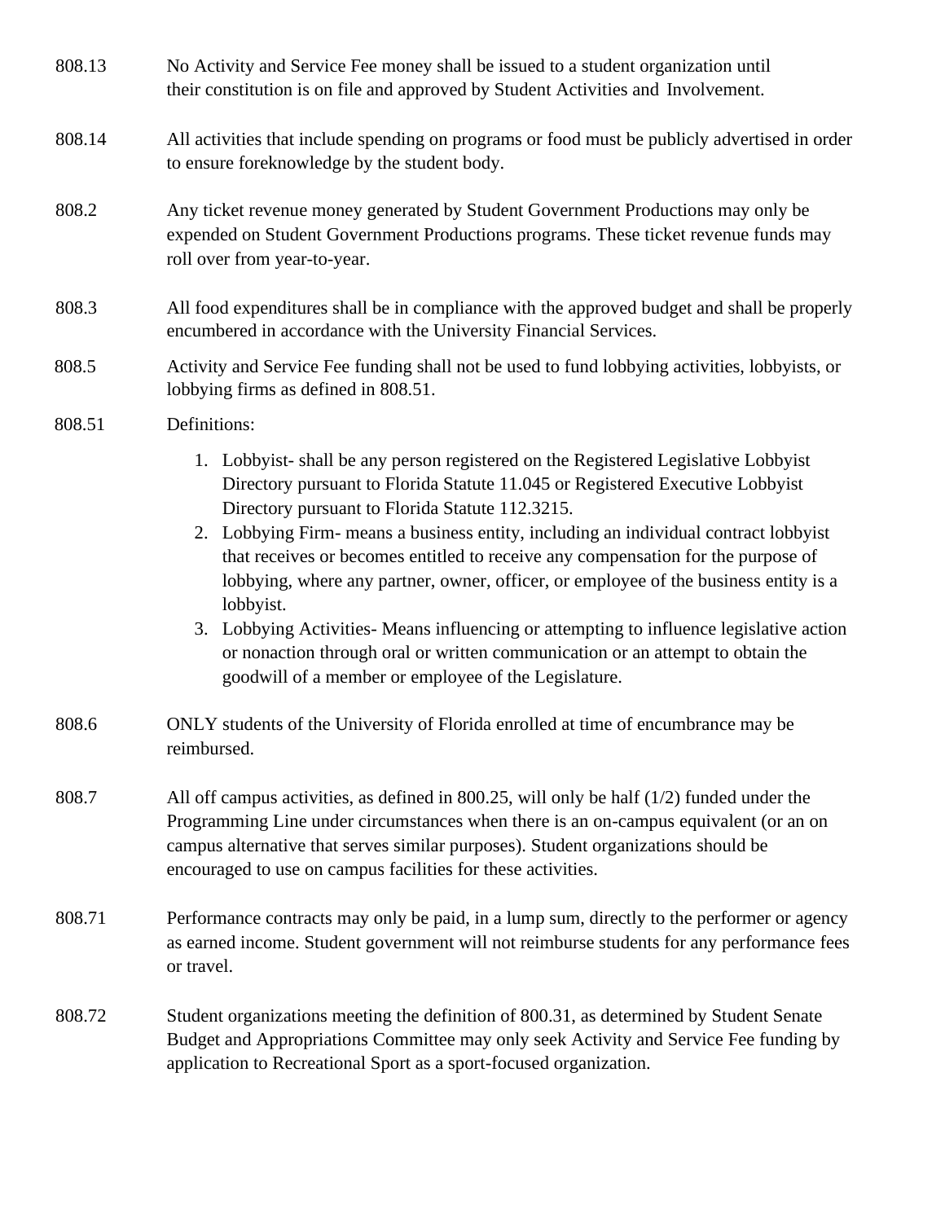808.13 No Activity and Service Fee money shall be issued to a student organization until their constitution is on file and approved by Student Activities and Involvement.

808.14 All activities that include spending on programs or food must be publicly advertised in order to ensure foreknowledge by the student body.

808.2 Any ticket revenue money generated by Student Government Productions may only be expended on Student Government Productions programs. These ticket revenue funds may roll over from year-to-year.

808.3 All food expenditures shall be in compliance with the approved budget and shall be properly encumbered in accordance with the University Financial Services.

808.5 Activity and Service Fee funding shall not be used to fund lobbying activities, lobbyists, or lobbying firms as defined in 808.51.

808.51 Definitions:

1. Lobbyist- shall be any person registered on the Registered Legislative Lobbyist Directory pursuant to Florida Statute 11.045 or Registered Executive Lobbyist Directory pursuant to Florida Statute 112.3215.
2. Lobbying Firm- means a business entity, including an individual contract lobbyist that receives or becomes entitled to receive any compensation for the purpose of lobbying, where any partner, owner, officer, or employee of the business entity is a lobbyist.
3. Lobbying Activities- Means influencing or attempting to influence legislative action or nonaction through oral or written communication or an attempt to obtain the goodwill of a member or employee of the Legislature.

808.6 ONLY students of the University of Florida enrolled at time of encumbrance may be reimbursed.

808.7 All off campus activities, as defined in 800.25, will only be half (1/2) funded under the Programming Line under circumstances when there is an on-campus equivalent (or an on campus alternative that serves similar purposes). Student organizations should be encouraged to use on campus facilities for these activities.

808.71 Performance contracts may only be paid, in a lump sum, directly to the performer or agency as earned income. Student government will not reimburse students for any performance fees or travel.

808.72 Student organizations meeting the definition of 800.31, as determined by Student Senate Budget and Appropriations Committee may only seek Activity and Service Fee funding by application to Recreational Sport as a sport-focused organization.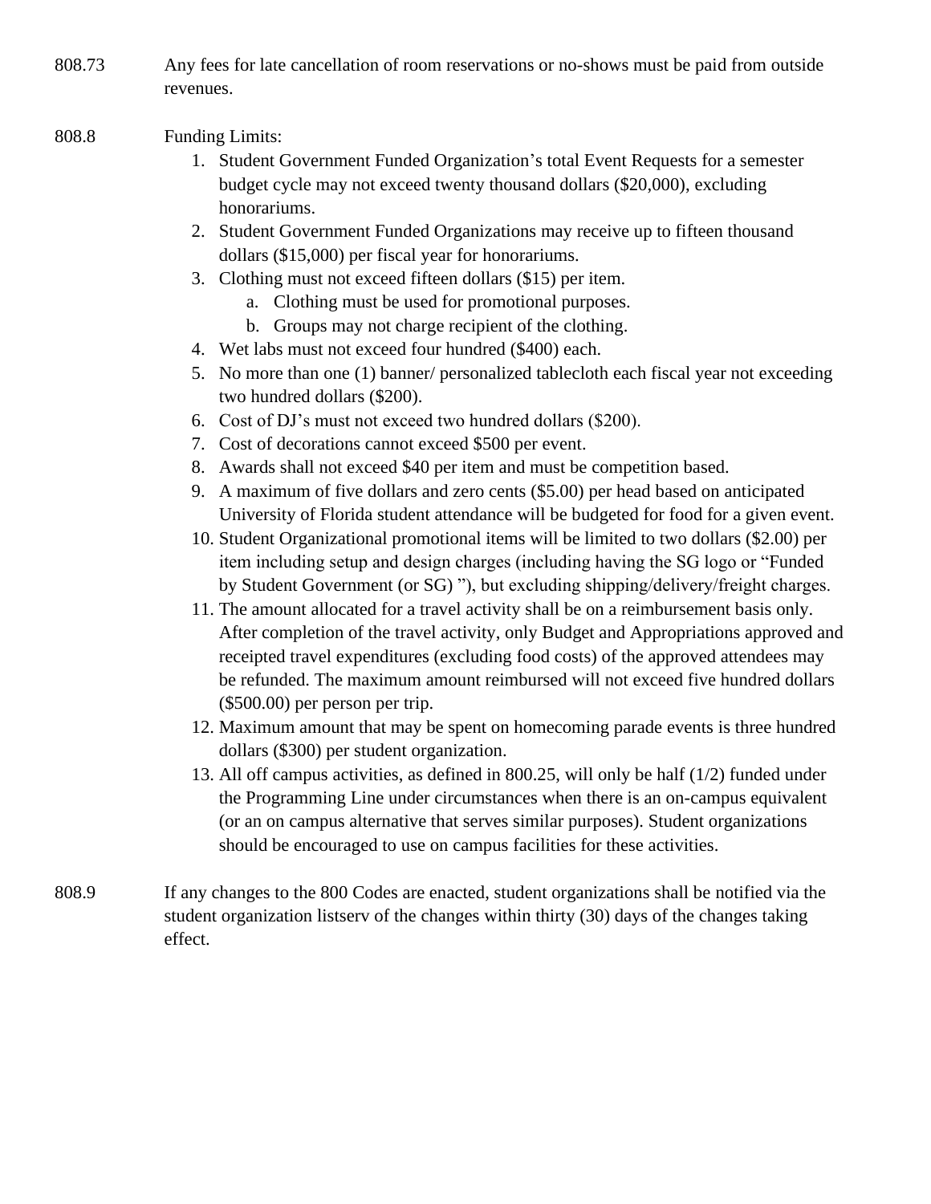808.73 Any fees for late cancellation of room reservations or no-shows must be paid from outside revenues.

808.8 Funding Limits:

1. Student Government Funded Organization's total Event Requests for a semester budget cycle may not exceed twenty thousand dollars ($20,000), excluding honorariums.
2. Student Government Funded Organizations may receive up to fifteen thousand dollars ($15,000) per fiscal year for honorariums.
3. Clothing must not exceed fifteen dollars ($15) per item.
   a. Clothing must be used for promotional purposes.
   b. Groups may not charge recipient of the clothing.
4. Wet labs must not exceed four hundred ($400) each.
5. No more than one (1) banner/ personalized tablecloth each fiscal year not exceeding two hundred dollars ($200).
6. Cost of DJ's must not exceed two hundred dollars ($200).
7. Cost of decorations cannot exceed $500 per event.
8. Awards shall not exceed $40 per item and must be competition based.
9. A maximum of five dollars and zero cents ($5.00) per head based on anticipated University of Florida student attendance will be budgeted for food for a given event.
10. Student Organizational promotional items will be limited to two dollars ($2.00) per item including setup and design charges (including having the SG logo or "Funded by Student Government (or SG) "), but excluding shipping/delivery/freight charges.
11. The amount allocated for a travel activity shall be on a reimbursement basis only. After completion of the travel activity, only Budget and Appropriations approved and receipted travel expenditures (excluding food costs) of the approved attendees may be refunded. The maximum amount reimbursed will not exceed five hundred dollars ($500.00) per person per trip.
12. Maximum amount that may be spent on homecoming parade events is three hundred dollars ($300) per student organization.
13. All off campus activities, as defined in 800.25, will only be half (1/2) funded under the Programming Line under circumstances when there is an on-campus equivalent (or an on campus alternative that serves similar purposes). Student organizations should be encouraged to use on campus facilities for these activities.

808.9 If any changes to the 800 Codes are enacted, student organizations shall be notified via the student organization listserv of the changes within thirty (30) days of the changes taking effect.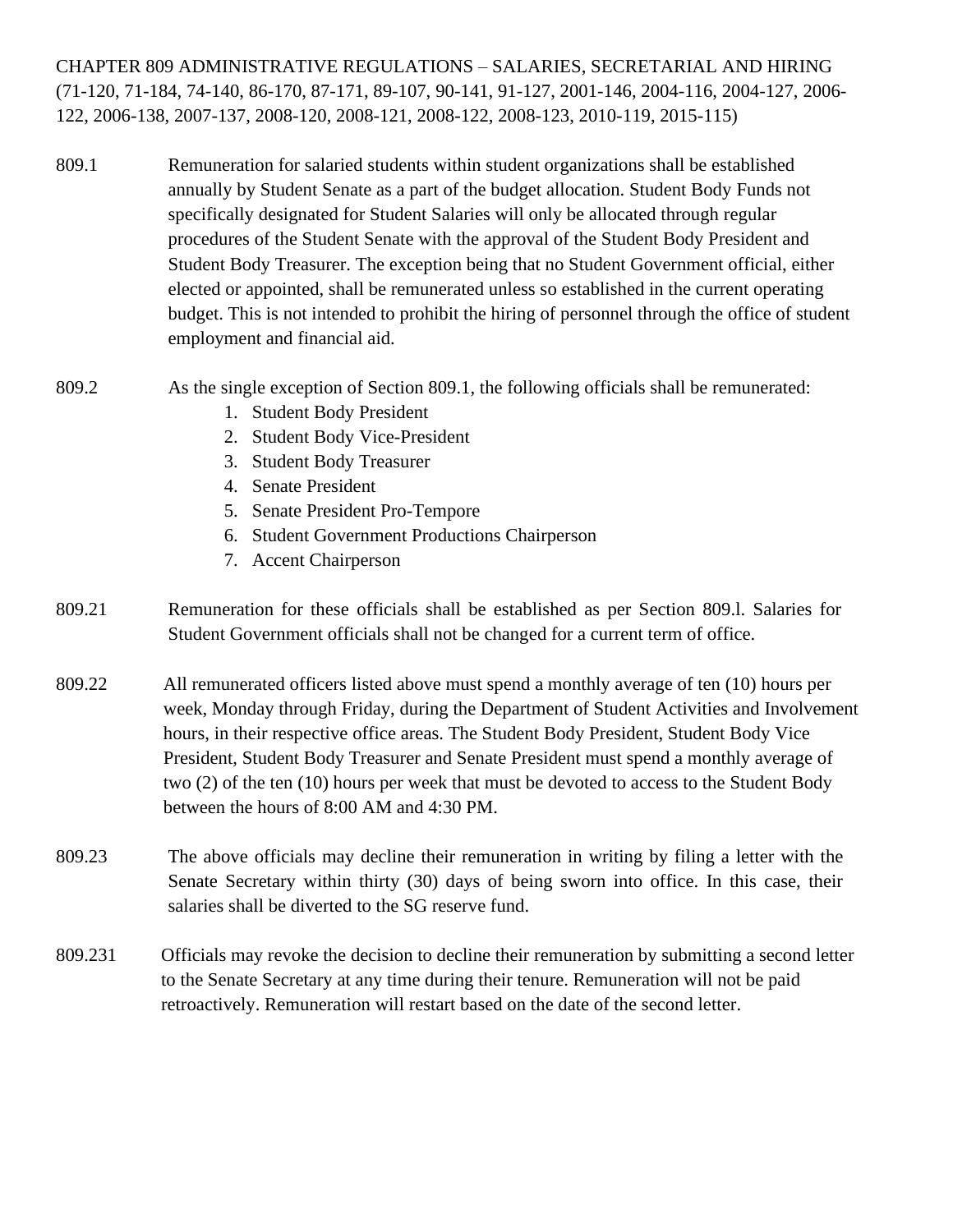CHAPTER 809 ADMINISTRATIVE REGULATIONS – SALARIES, SECRETARIAL AND HIRING (71-120, 71-184, 74-140, 86-170, 87-171, 89-107, 90-141, 91-127, 2001-146, 2004-116, 2004-127, 2006-122, 2006-138, 2007-137, 2008-120, 2008-121, 2008-122, 2008-123, 2010-119, 2015-115)

809.1 Remuneration for salaried students within student organizations shall be established annually by Student Senate as a part of the budget allocation. Student Body Funds not specifically designated for Student Salaries will only be allocated through regular procedures of the Student Senate with the approval of the Student Body President and Student Body Treasurer. The exception being that no Student Government official, either elected or appointed, shall be remunerated unless so established in the current operating budget. This is not intended to prohibit the hiring of personnel through the office of student employment and financial aid.

809.2 As the single exception of Section 809.1, the following officials shall be remunerated:

1. Student Body President
2. Student Body Vice-President
3. Student Body Treasurer
4. Senate President
5. Senate President Pro-Tempore
6. Student Government Productions Chairperson
7. Accent Chairperson

809.21 Remuneration for these officials shall be established as per Section 809.l. Salaries for Student Government officials shall not be changed for a current term of office.

809.22 All remunerated officers listed above must spend a monthly average of ten (10) hours per week, Monday through Friday, during the Department of Student Activities and Involvement hours, in their respective office areas. The Student Body President, Student Body Vice President, Student Body Treasurer and Senate President must spend a monthly average of two (2) of the ten (10) hours per week that must be devoted to access to the Student Body between the hours of 8:00 AM and 4:30 PM.

809.23 The above officials may decline their remuneration in writing by filing a letter with the Senate Secretary within thirty (30) days of being sworn into office. In this case, their salaries shall be diverted to the SG reserve fund.

809.231 Officials may revoke the decision to decline their remuneration by submitting a second letter to the Senate Secretary at any time during their tenure. Remuneration will not be paid retroactively. Remuneration will restart based on the date of the second letter.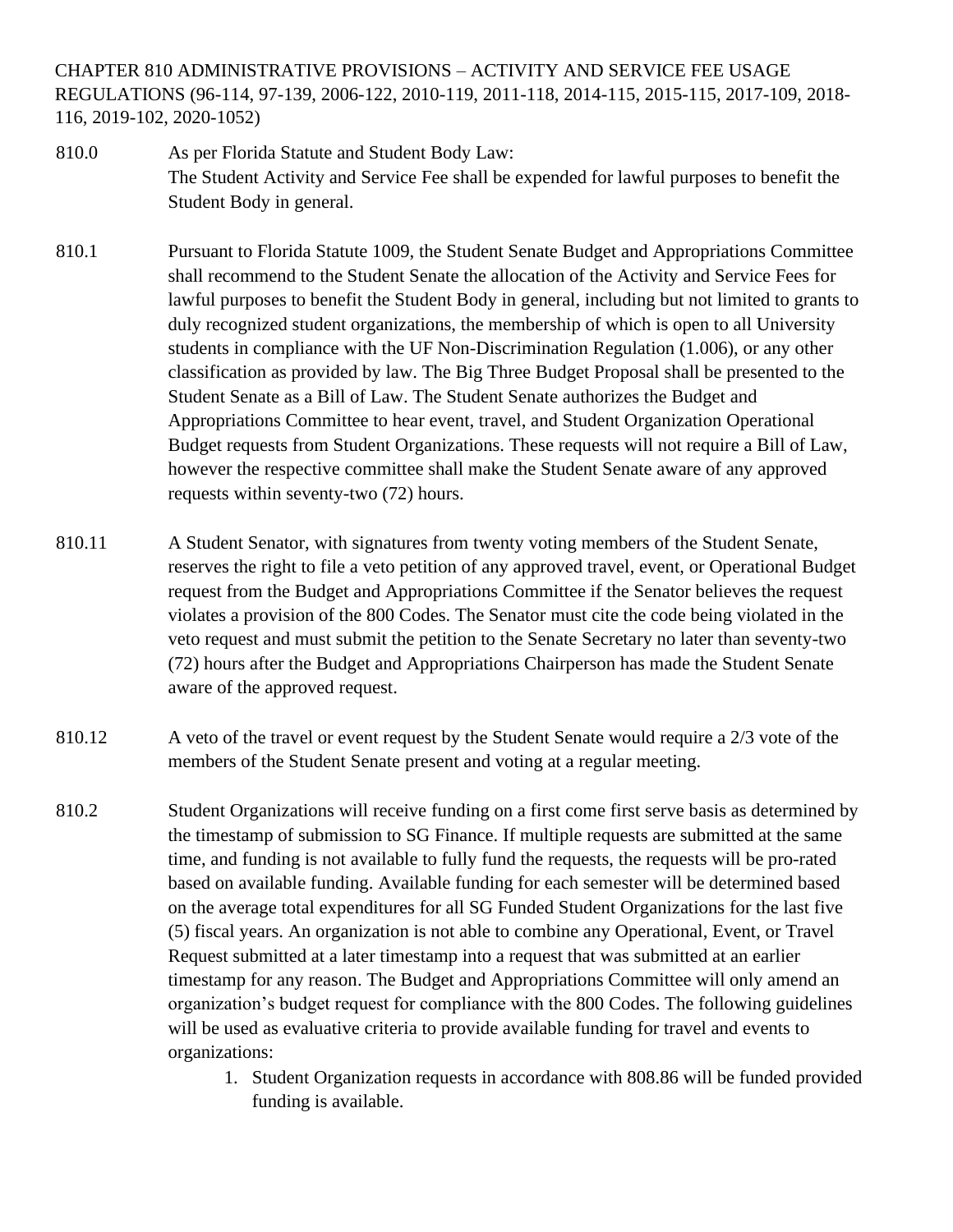CHAPTER 810 ADMINISTRATIVE PROVISIONS – ACTIVITY AND SERVICE FEE USAGE REGULATIONS (96-114, 97-139, 2006-122, 2010-119, 2011-118, 2014-115, 2015-115, 2017-109, 2018-116, 2019-102, 2020-1052)

810.0 As per Florida Statute and Student Body Law:
The Student Activity and Service Fee shall be expended for lawful purposes to benefit the Student Body in general.

810.1 Pursuant to Florida Statute 1009, the Student Senate Budget and Appropriations Committee shall recommend to the Student Senate the allocation of the Activity and Service Fees for lawful purposes to benefit the Student Body in general, including but not limited to grants to duly recognized student organizations, the membership of which is open to all University students in compliance with the UF Non-Discrimination Regulation (1.006), or any other classification as provided by law. The Big Three Budget Proposal shall be presented to the Student Senate as a Bill of Law. The Student Senate authorizes the Budget and Appropriations Committee to hear event, travel, and Student Organization Operational Budget requests from Student Organizations. These requests will not require a Bill of Law, however the respective committee shall make the Student Senate aware of any approved requests within seventy-two (72) hours.

810.11 A Student Senator, with signatures from twenty voting members of the Student Senate, reserves the right to file a veto petition of any approved travel, event, or Operational Budget request from the Budget and Appropriations Committee if the Senator believes the request violates a provision of the 800 Codes. The Senator must cite the code being violated in the veto request and must submit the petition to the Senate Secretary no later than seventy-two (72) hours after the Budget and Appropriations Chairperson has made the Student Senate aware of the approved request.

810.12 A veto of the travel or event request by the Student Senate would require a 2/3 vote of the members of the Student Senate present and voting at a regular meeting.

810.2 Student Organizations will receive funding on a first come first serve basis as determined by the timestamp of submission to SG Finance. If multiple requests are submitted at the same time, and funding is not available to fully fund the requests, the requests will be pro-rated based on available funding. Available funding for each semester will be determined based on the average total expenditures for all SG Funded Student Organizations for the last five (5) fiscal years. An organization is not able to combine any Operational, Event, or Travel Request submitted at a later timestamp into a request that was submitted at an earlier timestamp for any reason. The Budget and Appropriations Committee will only amend an organization's budget request for compliance with the 800 Codes. The following guidelines will be used as evaluative criteria to provide available funding for travel and events to organizations:

1. Student Organization requests in accordance with 808.86 will be funded provided funding is available.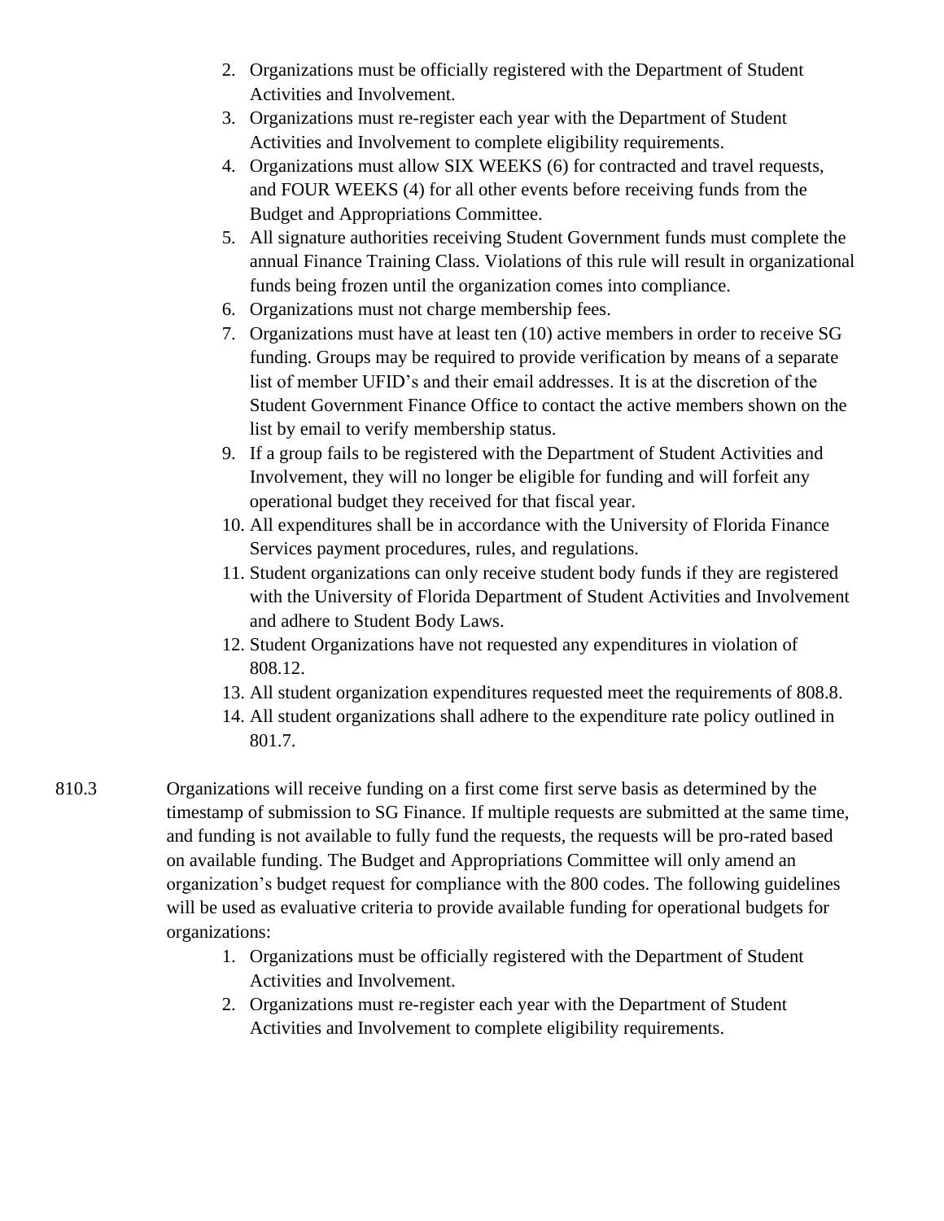2. Organizations must be officially registered with the Department of Student Activities and Involvement.
3. Organizations must re-register each year with the Department of Student Activities and Involvement to complete eligibility requirements.
4. Organizations must allow SIX WEEKS (6) for contracted and travel requests, and FOUR WEEKS (4) for all other events before receiving funds from the Budget and Appropriations Committee.
5. All signature authorities receiving Student Government funds must complete the annual Finance Training Class. Violations of this rule will result in organizational funds being frozen until the organization comes into compliance.
6. Organizations must not charge membership fees.
7. Organizations must have at least ten (10) active members in order to receive SG funding. Groups may be required to provide verification by means of a separate list of member UFID's and their email addresses. It is at the discretion of the Student Government Finance Office to contact the active members shown on the list by email to verify membership status.
9. If a group fails to be registered with the Department of Student Activities and Involvement, they will no longer be eligible for funding and will forfeit any operational budget they received for that fiscal year.
10. All expenditures shall be in accordance with the University of Florida Finance Services payment procedures, rules, and regulations.
11. Student organizations can only receive student body funds if they are registered with the University of Florida Department of Student Activities and Involvement and adhere to Student Body Laws.
12. Student Organizations have not requested any expenditures in violation of 808.12.
13. All student organization expenditures requested meet the requirements of 808.8.
14. All student organizations shall adhere to the expenditure rate policy outlined in 801.7.

810.3 Organizations will receive funding on a first come first serve basis as determined by the timestamp of submission to SG Finance. If multiple requests are submitted at the same time, and funding is not available to fully fund the requests, the requests will be pro-rated based on available funding. The Budget and Appropriations Committee will only amend an organization's budget request for compliance with the 800 codes. The following guidelines will be used as evaluative criteria to provide available funding for operational budgets for organizations:

1. Organizations must be officially registered with the Department of Student Activities and Involvement.
2. Organizations must re-register each year with the Department of Student Activities and Involvement to complete eligibility requirements.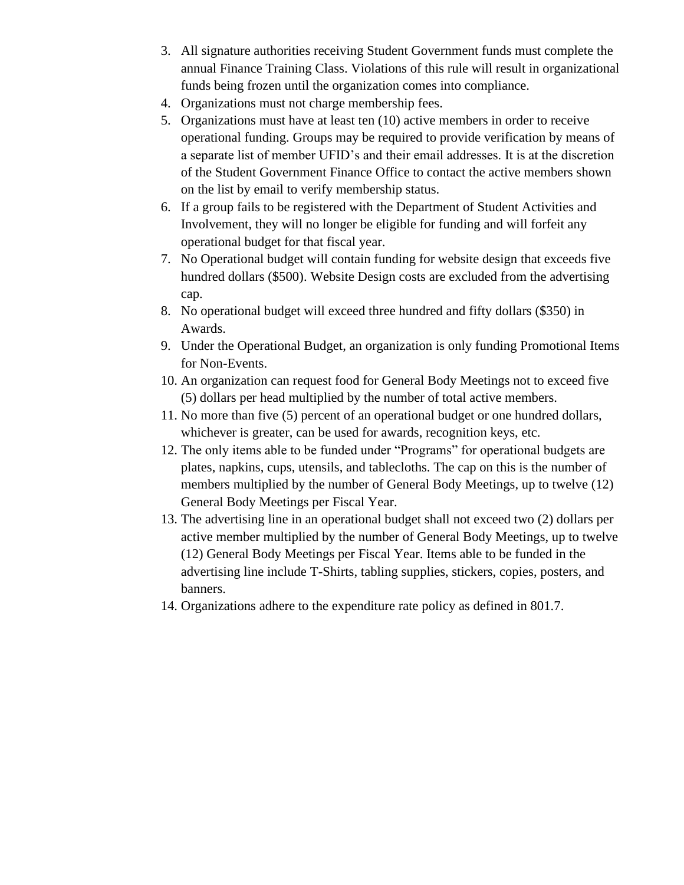3. All signature authorities receiving Student Government funds must complete the annual Finance Training Class. Violations of this rule will result in organizational funds being frozen until the organization comes into compliance.
4. Organizations must not charge membership fees.
5. Organizations must have at least ten (10) active members in order to receive operational funding. Groups may be required to provide verification by means of a separate list of member UFID's and their email addresses. It is at the discretion of the Student Government Finance Office to contact the active members shown on the list by email to verify membership status.
6. If a group fails to be registered with the Department of Student Activities and Involvement, they will no longer be eligible for funding and will forfeit any operational budget for that fiscal year.
7. No Operational budget will contain funding for website design that exceeds five hundred dollars ($500). Website Design costs are excluded from the advertising cap.
8. No operational budget will exceed three hundred and fifty dollars ($350) in Awards.
9. Under the Operational Budget, an organization is only funding Promotional Items for Non-Events.
10. An organization can request food for General Body Meetings not to exceed five (5) dollars per head multiplied by the number of total active members.
11. No more than five (5) percent of an operational budget or one hundred dollars, whichever is greater, can be used for awards, recognition keys, etc.
12. The only items able to be funded under "Programs" for operational budgets are plates, napkins, cups, utensils, and tablecloths. The cap on this is the number of members multiplied by the number of General Body Meetings, up to twelve (12) General Body Meetings per Fiscal Year.
13. The advertising line in an operational budget shall not exceed two (2) dollars per active member multiplied by the number of General Body Meetings, up to twelve (12) General Body Meetings per Fiscal Year. Items able to be funded in the advertising line include T-Shirts, tabling supplies, stickers, copies, posters, and banners.
14. Organizations adhere to the expenditure rate policy as defined in 801.7.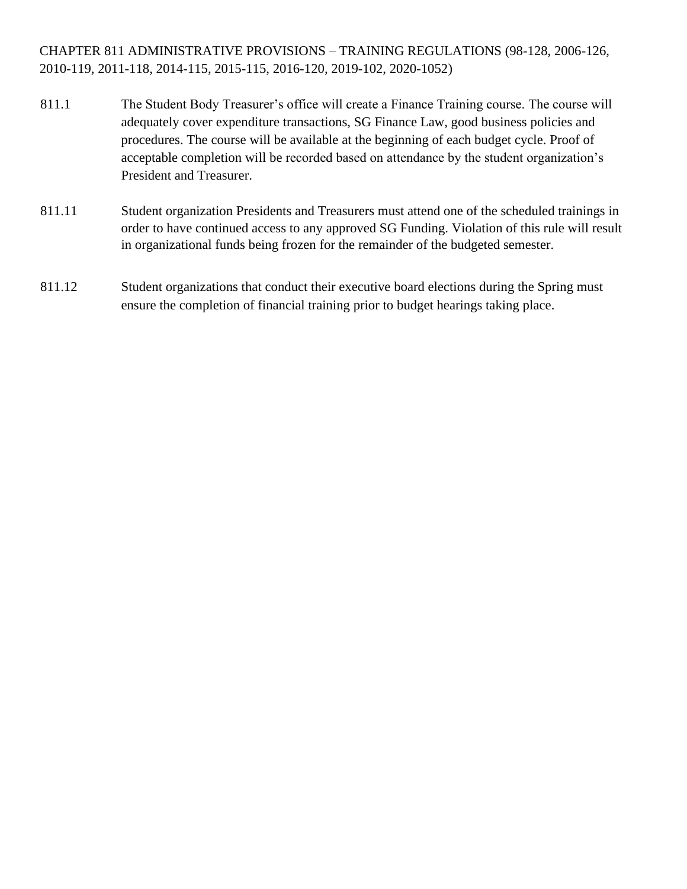## CHAPTER 811 ADMINISTRATIVE PROVISIONS – TRAINING REGULATIONS (98-128, 2006-126, 2010-119, 2011-118, 2014-115, 2015-115, 2016-120, 2019-102, 2020-1052)

811.1 The Student Body Treasurer's office will create a Finance Training course. The course will adequately cover expenditure transactions, SG Finance Law, good business policies and procedures. The course will be available at the beginning of each budget cycle. Proof of acceptable completion will be recorded based on attendance by the student organization's President and Treasurer.

811.11 Student organization Presidents and Treasurers must attend one of the scheduled trainings in order to have continued access to any approved SG Funding. Violation of this rule will result in organizational funds being frozen for the remainder of the budgeted semester.

811.12 Student organizations that conduct their executive board elections during the Spring must ensure the completion of financial training prior to budget hearings taking place.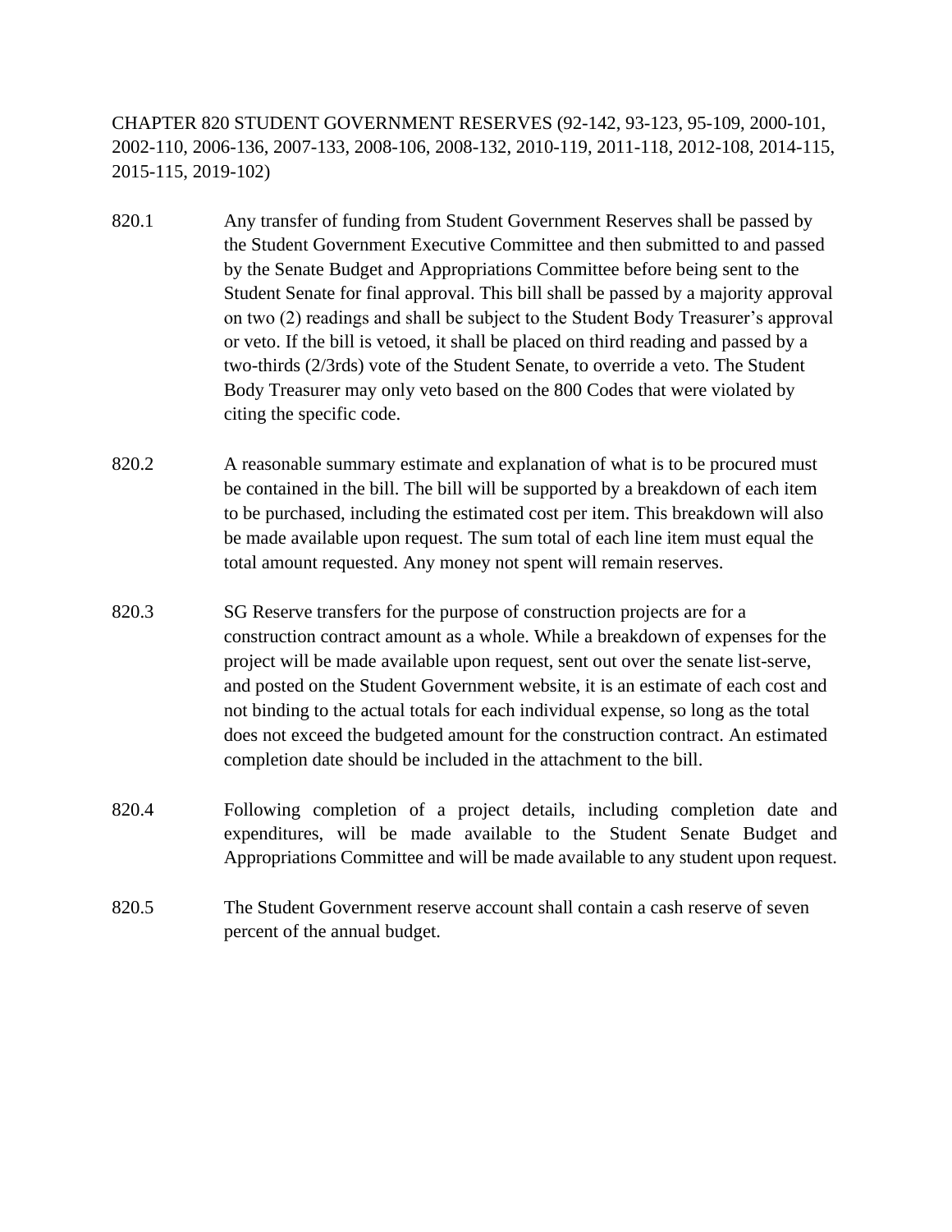# CHAPTER 820 STUDENT GOVERNMENT RESERVES (92-142, 93-123, 95-109, 2000-101, 2002-110, 2006-136, 2007-133, 2008-106, 2008-132, 2010-119, 2011-118, 2012-108, 2014-115, 2015-115, 2019-102)

820.1 Any transfer of funding from Student Government Reserves shall be passed by the Student Government Executive Committee and then submitted to and passed by the Senate Budget and Appropriations Committee before being sent to the Student Senate for final approval. This bill shall be passed by a majority approval on two (2) readings and shall be subject to the Student Body Treasurer's approval or veto. If the bill is vetoed, it shall be placed on third reading and passed by a two-thirds (2/3rds) vote of the Student Senate, to override a veto. The Student Body Treasurer may only veto based on the 800 Codes that were violated by citing the specific code.

820.2 A reasonable summary estimate and explanation of what is to be procured must be contained in the bill. The bill will be supported by a breakdown of each item to be purchased, including the estimated cost per item. This breakdown will also be made available upon request. The sum total of each line item must equal the total amount requested. Any money not spent will remain reserves.

820.3 SG Reserve transfers for the purpose of construction projects are for a construction contract amount as a whole. While a breakdown of expenses for the project will be made available upon request, sent out over the senate list-serve, and posted on the Student Government website, it is an estimate of each cost and not binding to the actual totals for each individual expense, so long as the total does not exceed the budgeted amount for the construction contract. An estimated completion date should be included in the attachment to the bill.

820.4 Following completion of a project details, including completion date and expenditures, will be made available to the Student Senate Budget and Appropriations Committee and will be made available to any student upon request.

820.5 The Student Government reserve account shall contain a cash reserve of seven percent of the annual budget.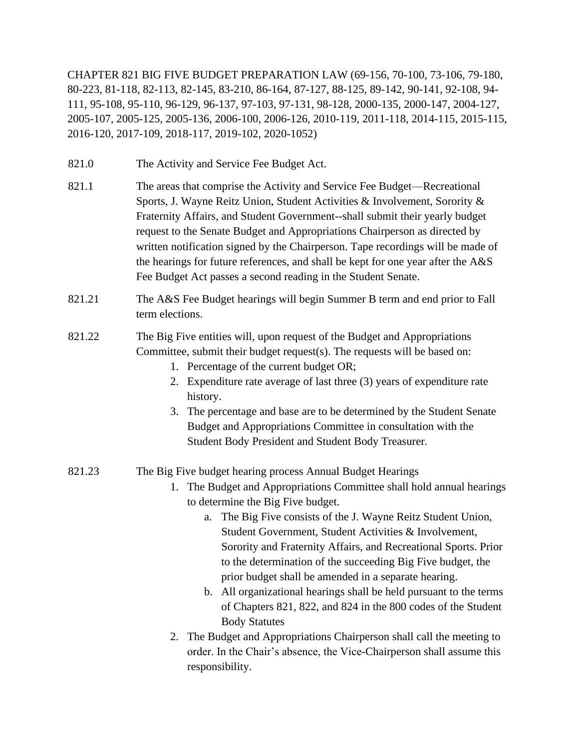CHAPTER 821 BIG FIVE BUDGET PREPARATION LAW (69-156, 70-100, 73-106, 79-180, 80-223, 81-118, 82-113, 82-145, 83-210, 86-164, 87-127, 88-125, 89-142, 90-141, 92-108, 94-111, 95-108, 95-110, 96-129, 96-137, 97-103, 97-131, 98-128, 2000-135, 2000-147, 2004-127, 2005-107, 2005-125, 2005-136, 2006-100, 2006-126, 2010-119, 2011-118, 2014-115, 2015-115, 2016-120, 2017-109, 2018-117, 2019-102, 2020-1052)

821.0 The Activity and Service Fee Budget Act.

821.1 The areas that comprise the Activity and Service Fee Budget—Recreational Sports, J. Wayne Reitz Union, Student Activities & Involvement, Sorority & Fraternity Affairs, and Student Government--shall submit their yearly budget request to the Senate Budget and Appropriations Chairperson as directed by written notification signed by the Chairperson. Tape recordings will be made of the hearings for future references, and shall be kept for one year after the A&S Fee Budget Act passes a second reading in the Student Senate.

821.21 The A&S Fee Budget hearings will begin Summer B term and end prior to Fall term elections.

821.22 The Big Five entities will, upon request of the Budget and Appropriations Committee, submit their budget request(s). The requests will be based on:

1. Percentage of the current budget OR;
2. Expenditure rate average of last three (3) years of expenditure rate history.
3. The percentage and base are to be determined by the Student Senate Budget and Appropriations Committee in consultation with the Student Body President and Student Body Treasurer.

821.23 The Big Five budget hearing process Annual Budget Hearings

1. The Budget and Appropriations Committee shall hold annual hearings to determine the Big Five budget.
    a. The Big Five consists of the J. Wayne Reitz Student Union, Student Government, Student Activities & Involvement, Sorority and Fraternity Affairs, and Recreational Sports. Prior to the determination of the succeeding Big Five budget, the prior budget shall be amended in a separate hearing.
    b. All organizational hearings shall be held pursuant to the terms of Chapters 821, 822, and 824 in the 800 codes of the Student Body Statutes
2. The Budget and Appropriations Chairperson shall call the meeting to order. In the Chair's absence, the Vice-Chairperson shall assume this responsibility.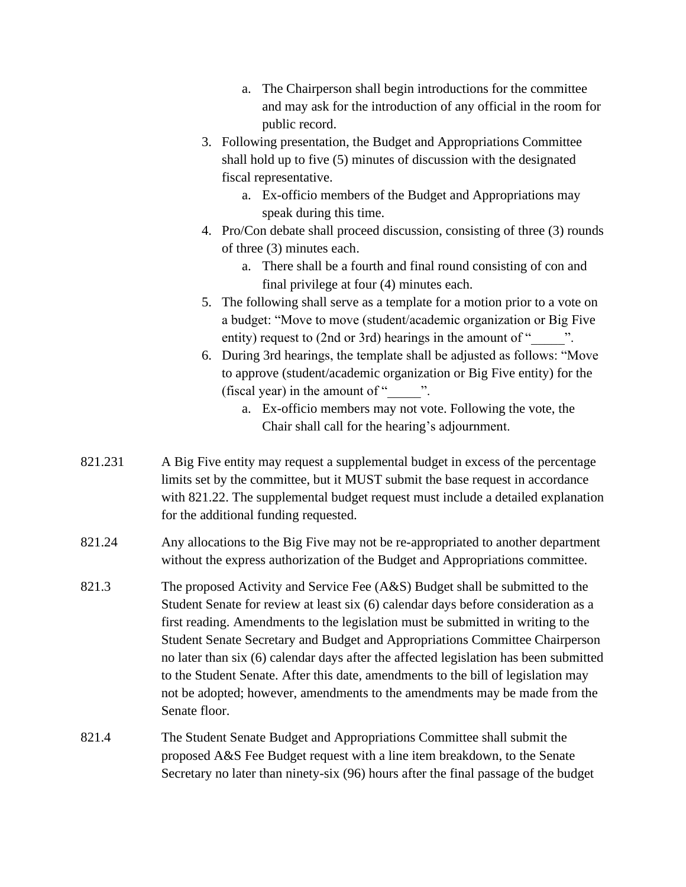a. The Chairperson shall begin introductions for the committee and may ask for the introduction of any official in the room for public record.

3. Following presentation, the Budget and Appropriations Committee shall hold up to five (5) minutes of discussion with the designated fiscal representative.
    a. Ex-officio members of the Budget and Appropriations may speak during this time.
4. Pro/Con debate shall proceed discussion, consisting of three (3) rounds of three (3) minutes each.
    a. There shall be a fourth and final round consisting of con and final privilege at four (4) minutes each.
5. The following shall serve as a template for a motion prior to a vote on a budget: "Move to move (student/academic organization or Big Five entity) request to (2nd or 3rd) hearings in the amount of "_____".
6. During 3rd hearings, the template shall be adjusted as follows: "Move to approve (student/academic organization or Big Five entity) for the (fiscal year) in the amount of "_____".
    a. Ex-officio members may not vote. Following the vote, the Chair shall call for the hearing's adjournment.

821.231 A Big Five entity may request a supplemental budget in excess of the percentage limits set by the committee, but it MUST submit the base request in accordance with 821.22. The supplemental budget request must include a detailed explanation for the additional funding requested.

821.24 Any allocations to the Big Five may not be re-appropriated to another department without the express authorization of the Budget and Appropriations committee.

821.3 The proposed Activity and Service Fee (A&S) Budget shall be submitted to the Student Senate for review at least six (6) calendar days before consideration as a first reading. Amendments to the legislation must be submitted in writing to the Student Senate Secretary and Budget and Appropriations Committee Chairperson no later than six (6) calendar days after the affected legislation has been submitted to the Student Senate. After this date, amendments to the bill of legislation may not be adopted; however, amendments to the amendments may be made from the Senate floor.

821.4 The Student Senate Budget and Appropriations Committee shall submit the proposed A&S Fee Budget request with a line item breakdown, to the Senate Secretary no later than ninety-six (96) hours after the final passage of the budget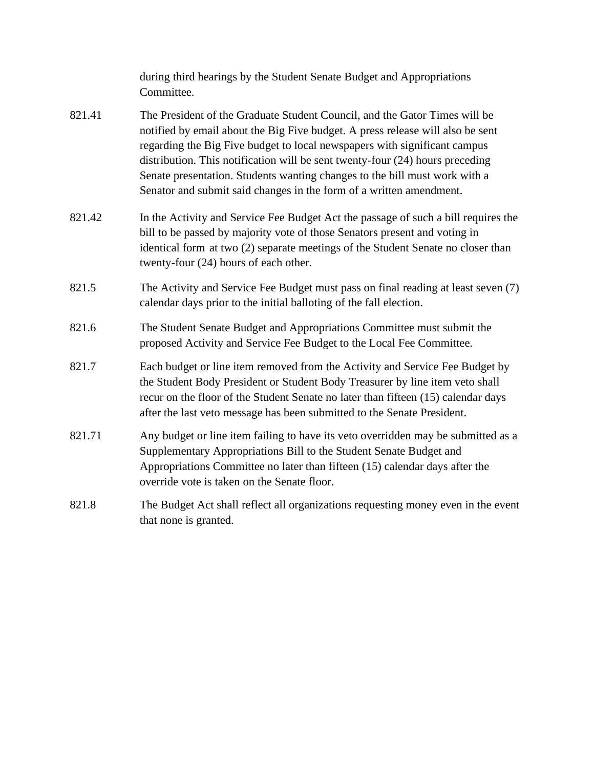during third hearings by the Student Senate Budget and Appropriations Committee.

821.41 The President of the Graduate Student Council, and the Gator Times will be notified by email about the Big Five budget. A press release will also be sent regarding the Big Five budget to local newspapers with significant campus distribution. This notification will be sent twenty-four (24) hours preceding Senate presentation. Students wanting changes to the bill must work with a Senator and submit said changes in the form of a written amendment.

821.42 In the Activity and Service Fee Budget Act the passage of such a bill requires the bill to be passed by majority vote of those Senators present and voting in identical form at two (2) separate meetings of the Student Senate no closer than twenty-four (24) hours of each other.

821.5 The Activity and Service Fee Budget must pass on final reading at least seven (7) calendar days prior to the initial balloting of the fall election.

821.6 The Student Senate Budget and Appropriations Committee must submit the proposed Activity and Service Fee Budget to the Local Fee Committee.

821.7 Each budget or line item removed from the Activity and Service Fee Budget by the Student Body President or Student Body Treasurer by line item veto shall recur on the floor of the Student Senate no later than fifteen (15) calendar days after the last veto message has been submitted to the Senate President.

821.71 Any budget or line item failing to have its veto overridden may be submitted as a Supplementary Appropriations Bill to the Student Senate Budget and Appropriations Committee no later than fifteen (15) calendar days after the override vote is taken on the Senate floor.

821.8 The Budget Act shall reflect all organizations requesting money even in the event that none is granted.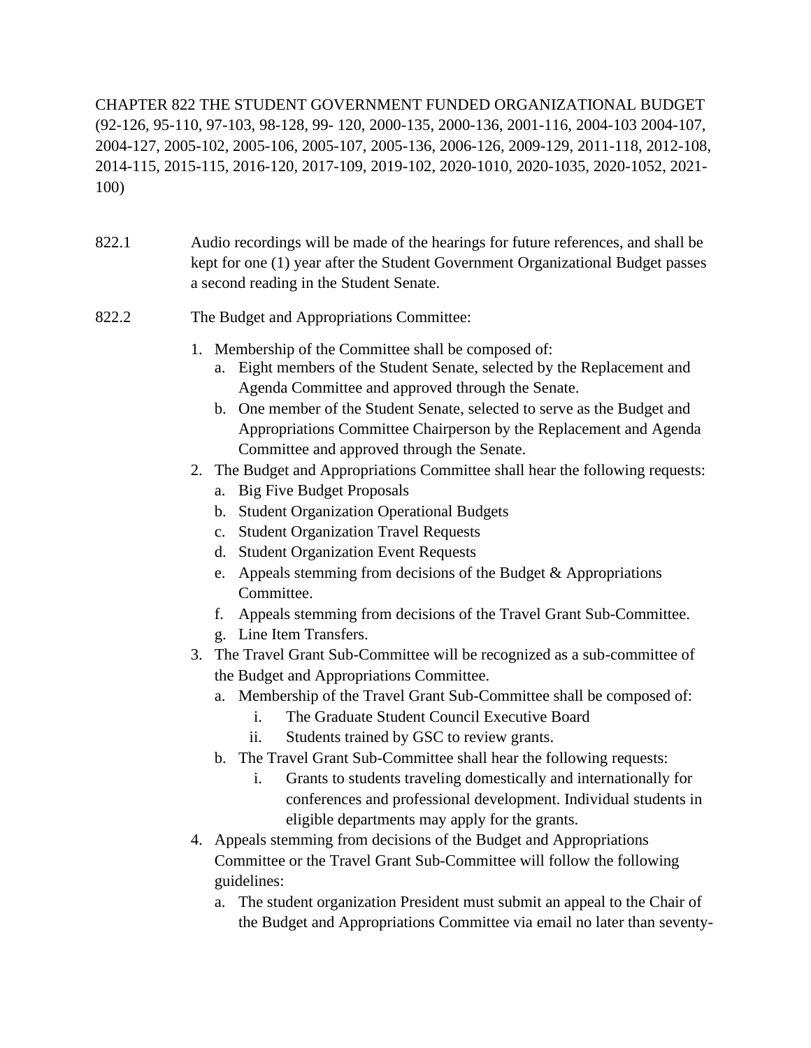CHAPTER 822 THE STUDENT GOVERNMENT FUNDED ORGANIZATIONAL BUDGET (92-126, 95-110, 97-103, 98-128, 99- 120, 2000-135, 2000-136, 2001-116, 2004-103 2004-107, 2004-127, 2005-102, 2005-106, 2005-107, 2005-136, 2006-126, 2009-129, 2011-118, 2012-108, 2014-115, 2015-115, 2016-120, 2017-109, 2019-102, 2020-1010, 2020-1035, 2020-1052, 2021-100)

822.1 Audio recordings will be made of the hearings for future references, and shall be kept for one (1) year after the Student Government Organizational Budget passes a second reading in the Student Senate.

822.2 The Budget and Appropriations Committee:

1. Membership of the Committee shall be composed of:
   a. Eight members of the Student Senate, selected by the Replacement and Agenda Committee and approved through the Senate.
   b. One member of the Student Senate, selected to serve as the Budget and Appropriations Committee Chairperson by the Replacement and Agenda Committee and approved through the Senate.
2. The Budget and Appropriations Committee shall hear the following requests:
   a. Big Five Budget Proposals
   b. Student Organization Operational Budgets
   c. Student Organization Travel Requests
   d. Student Organization Event Requests
   e. Appeals stemming from decisions of the Budget & Appropriations Committee.
   f. Appeals stemming from decisions of the Travel Grant Sub-Committee.
   g. Line Item Transfers.
3. The Travel Grant Sub-Committee will be recognized as a sub-committee of the Budget and Appropriations Committee.
   a. Membership of the Travel Grant Sub-Committee shall be composed of:
      i. The Graduate Student Council Executive Board
      ii. Students trained by GSC to review grants.
   b. The Travel Grant Sub-Committee shall hear the following requests:
      i. Grants to students traveling domestically and internationally for conferences and professional development. Individual students in eligible departments may apply for the grants.
4. Appeals stemming from decisions of the Budget and Appropriations Committee or the Travel Grant Sub-Committee will follow the following guidelines:
   a. The student organization President must submit an appeal to the Chair of the Budget and Appropriations Committee via email no later than seventy-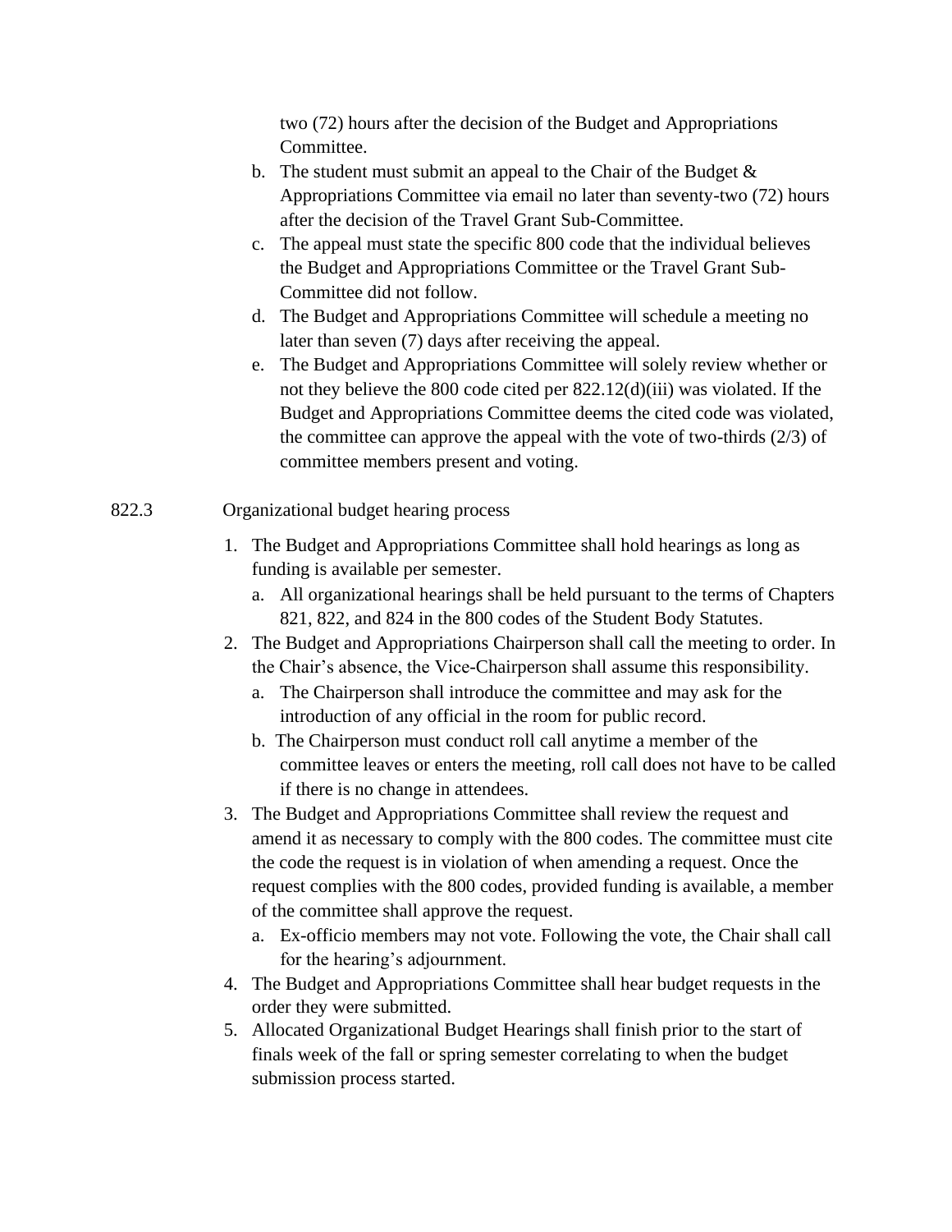two (72) hours after the decision of the Budget and Appropriations Committee.

b. The student must submit an appeal to the Chair of the Budget & Appropriations Committee via email no later than seventy-two (72) hours after the decision of the Travel Grant Sub-Committee.

c. The appeal must state the specific 800 code that the individual believes the Budget and Appropriations Committee or the Travel Grant Sub-Committee did not follow.

d. The Budget and Appropriations Committee will schedule a meeting no later than seven (7) days after receiving the appeal.

e. The Budget and Appropriations Committee will solely review whether or not they believe the 800 code cited per 822.12(d)(iii) was violated. If the Budget and Appropriations Committee deems the cited code was violated, the committee can approve the appeal with the vote of two-thirds (2/3) of committee members present and voting.

822.3 Organizational budget hearing process

1. The Budget and Appropriations Committee shall hold hearings as long as funding is available per semester.
   a. All organizational hearings shall be held pursuant to the terms of Chapters 821, 822, and 824 in the 800 codes of the Student Body Statutes.
2. The Budget and Appropriations Chairperson shall call the meeting to order. In the Chair's absence, the Vice-Chairperson shall assume this responsibility.
   a. The Chairperson shall introduce the committee and may ask for the introduction of any official in the room for public record.
   b. The Chairperson must conduct roll call anytime a member of the committee leaves or enters the meeting, roll call does not have to be called if there is no change in attendees.
3. The Budget and Appropriations Committee shall review the request and amend it as necessary to comply with the 800 codes. The committee must cite the code the request is in violation of when amending a request. Once the request complies with the 800 codes, provided funding is available, a member of the committee shall approve the request.
   a. Ex-officio members may not vote. Following the vote, the Chair shall call for the hearing's adjournment.
4. The Budget and Appropriations Committee shall hear budget requests in the order they were submitted.
5. Allocated Organizational Budget Hearings shall finish prior to the start of finals week of the fall or spring semester correlating to when the budget submission process started.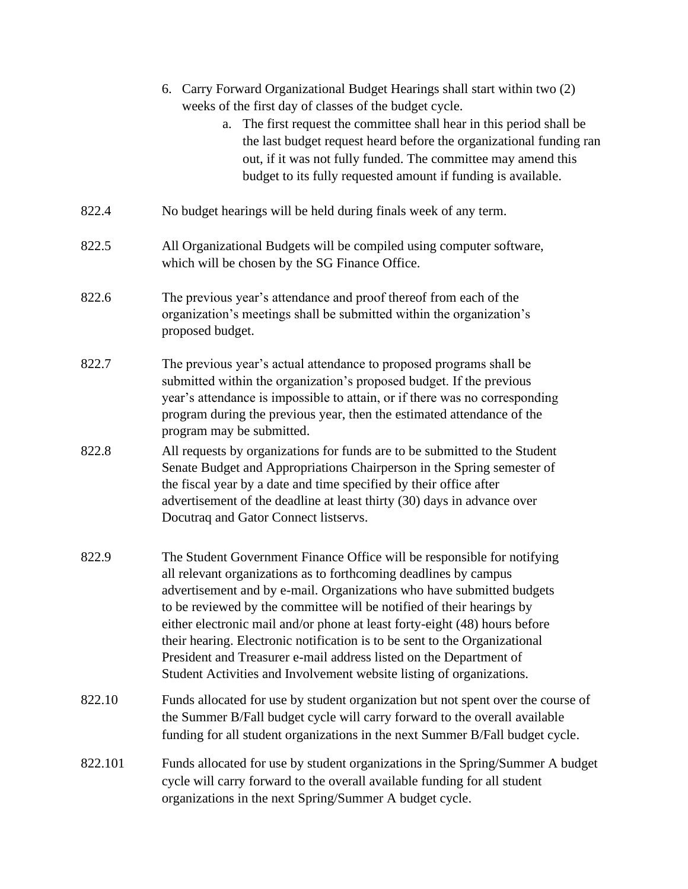6. Carry Forward Organizational Budget Hearings shall start within two (2) weeks of the first day of classes of the budget cycle.
    a. The first request the committee shall hear in this period shall be the last budget request heard before the organizational funding ran out, if it was not fully funded. The committee may amend this budget to its fully requested amount if funding is available.

822.4 No budget hearings will be held during finals week of any term.

822.5 All Organizational Budgets will be compiled using computer software, which will be chosen by the SG Finance Office.

822.6 The previous year's attendance and proof thereof from each of the organization's meetings shall be submitted within the organization's proposed budget.

822.7 The previous year's actual attendance to proposed programs shall be submitted within the organization's proposed budget. If the previous year's attendance is impossible to attain, or if there was no corresponding program during the previous year, then the estimated attendance of the program may be submitted.

822.8 All requests by organizations for funds are to be submitted to the Student Senate Budget and Appropriations Chairperson in the Spring semester of the fiscal year by a date and time specified by their office after advertisement of the deadline at least thirty (30) days in advance over Docutraq and Gator Connect listservs.

822.9 The Student Government Finance Office will be responsible for notifying all relevant organizations as to forthcoming deadlines by campus advertisement and by e-mail. Organizations who have submitted budgets to be reviewed by the committee will be notified of their hearings by either electronic mail and/or phone at least forty-eight (48) hours before their hearing. Electronic notification is to be sent to the Organizational President and Treasurer e-mail address listed on the Department of Student Activities and Involvement website listing of organizations.

822.10 Funds allocated for use by student organization but not spent over the course of the Summer B/Fall budget cycle will carry forward to the overall available funding for all student organizations in the next Summer B/Fall budget cycle.

822.101 Funds allocated for use by student organizations in the Spring/Summer A budget cycle will carry forward to the overall available funding for all student organizations in the next Spring/Summer A budget cycle.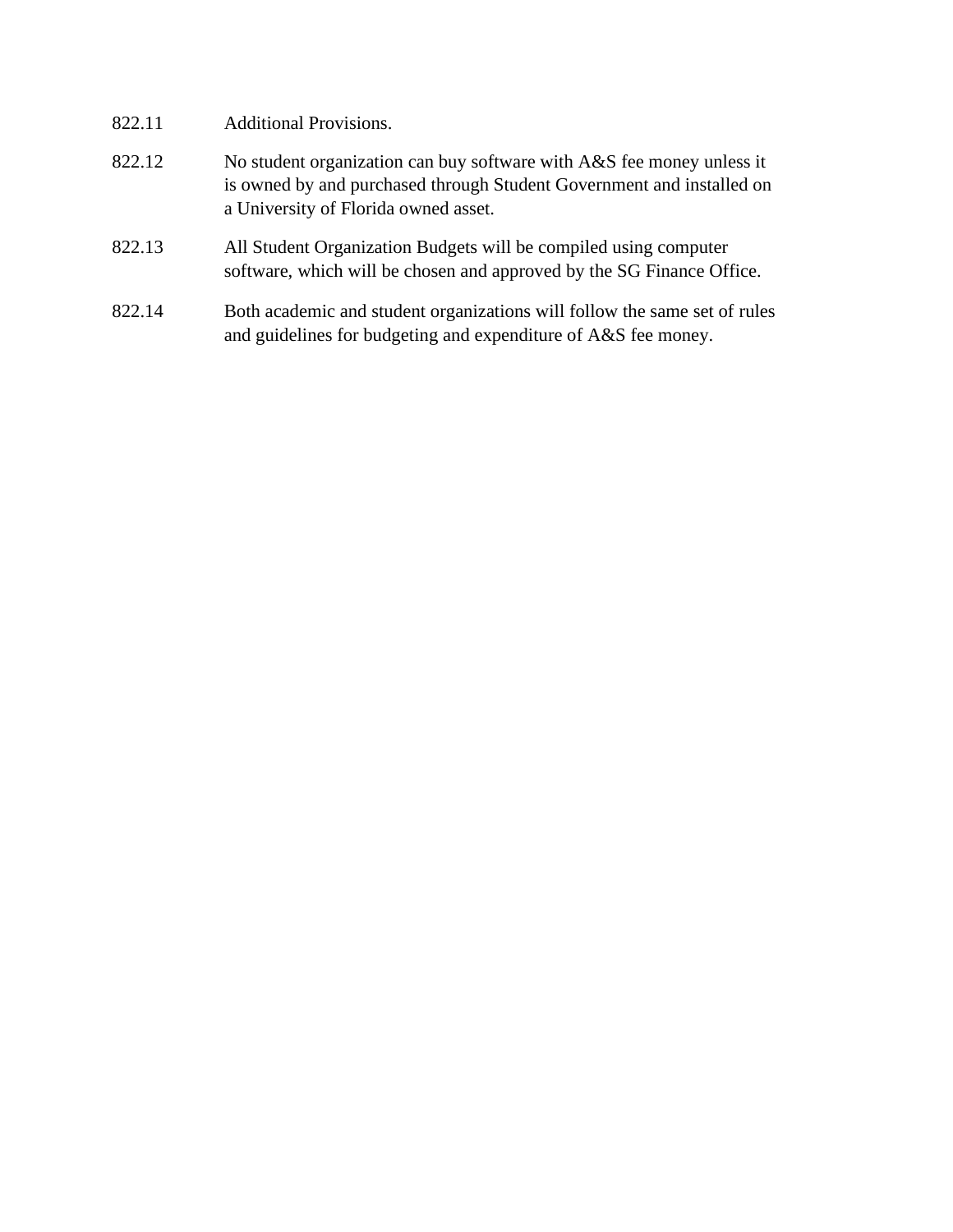822.11 Additional Provisions.

822.12 No student organization can buy software with A&S fee money unless it is owned by and purchased through Student Government and installed on a University of Florida owned asset.

822.13 All Student Organization Budgets will be compiled using computer software, which will be chosen and approved by the SG Finance Office.

822.14 Both academic and student organizations will follow the same set of rules and guidelines for budgeting and expenditure of A&S fee money.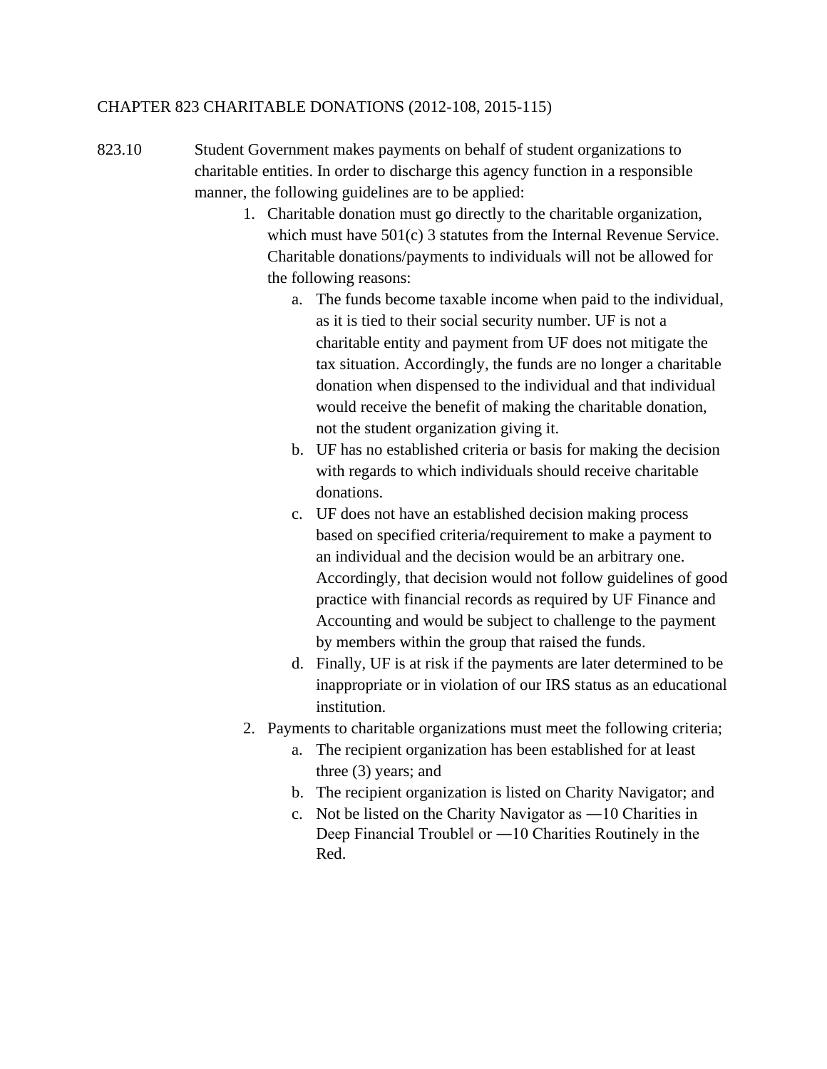## CHAPTER 823 CHARITABLE DONATIONS (2012-108, 2015-115)

823.10 Student Government makes payments on behalf of student organizations to charitable entities. In order to discharge this agency function in a responsible manner, the following guidelines are to be applied:

1. Charitable donation must go directly to the charitable organization, which must have 501(c) 3 statutes from the Internal Revenue Service. Charitable donations/payments to individuals will not be allowed for the following reasons:
   a. The funds become taxable income when paid to the individual, as it is tied to their social security number. UF is not a charitable entity and payment from UF does not mitigate the tax situation. Accordingly, the funds are no longer a charitable donation when dispensed to the individual and that individual would receive the benefit of making the charitable donation, not the student organization giving it.
   b. UF has no established criteria or basis for making the decision with regards to which individuals should receive charitable donations.
   c. UF does not have an established decision making process based on specified criteria/requirement to make a payment to an individual and the decision would be an arbitrary one. Accordingly, that decision would not follow guidelines of good practice with financial records as required by UF Finance and Accounting and would be subject to challenge to the payment by members within the group that raised the funds.
   d. Finally, UF is at risk if the payments are later determined to be inappropriate or in violation of our IRS status as an educational institution.
2. Payments to charitable organizations must meet the following criteria;
   a. The recipient organization has been established for at least three (3) years; and
   b. The recipient organization is listed on Charity Navigator; and
   c. Not be listed on the Charity Navigator as ―10 Charities in Deep Financial Trouble‖ or ―10 Charities Routinely in the Red.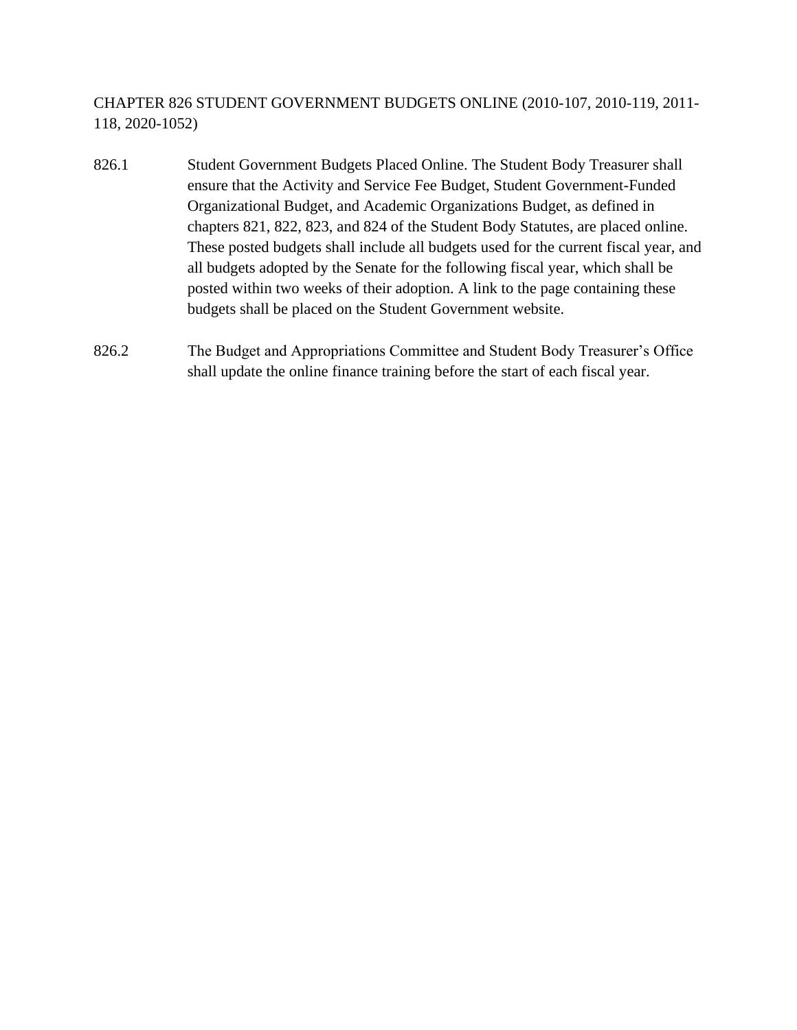## CHAPTER 826 STUDENT GOVERNMENT BUDGETS ONLINE (2010-107, 2010-119, 2011-118, 2020-1052)

826.1 Student Government Budgets Placed Online. The Student Body Treasurer shall ensure that the Activity and Service Fee Budget, Student Government-Funded Organizational Budget, and Academic Organizations Budget, as defined in chapters 821, 822, 823, and 824 of the Student Body Statutes, are placed online. These posted budgets shall include all budgets used for the current fiscal year, and all budgets adopted by the Senate for the following fiscal year, which shall be posted within two weeks of their adoption. A link to the page containing these budgets shall be placed on the Student Government website.

826.2 The Budget and Appropriations Committee and Student Body Treasurer's Office shall update the online finance training before the start of each fiscal year.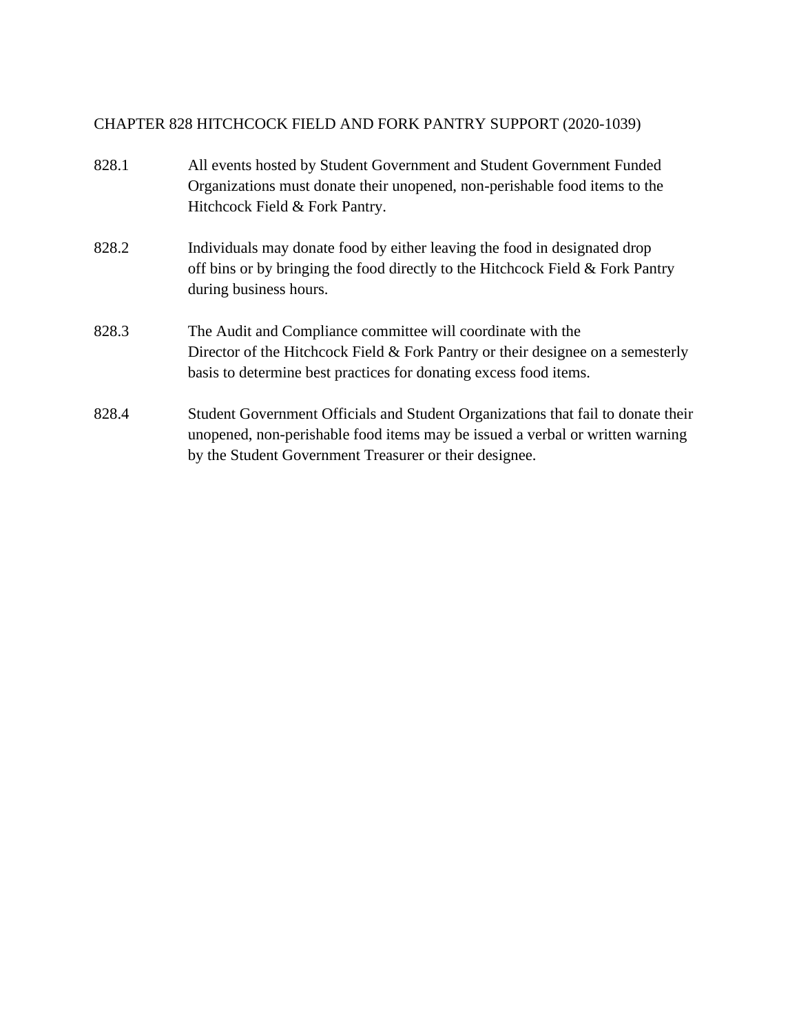## CHAPTER 828 HITCHCOCK FIELD AND FORK PANTRY SUPPORT (2020-1039)

828.1 All events hosted by Student Government and Student Government Funded Organizations must donate their unopened, non-perishable food items to the Hitchcock Field & Fork Pantry.

828.2 Individuals may donate food by either leaving the food in designated drop off bins or by bringing the food directly to the Hitchcock Field & Fork Pantry during business hours.

828.3 The Audit and Compliance committee will coordinate with the Director of the Hitchcock Field & Fork Pantry or their designee on a semesterly basis to determine best practices for donating excess food items.

828.4 Student Government Officials and Student Organizations that fail to donate their unopened, non-perishable food items may be issued a verbal or written warning by the Student Government Treasurer or their designee.